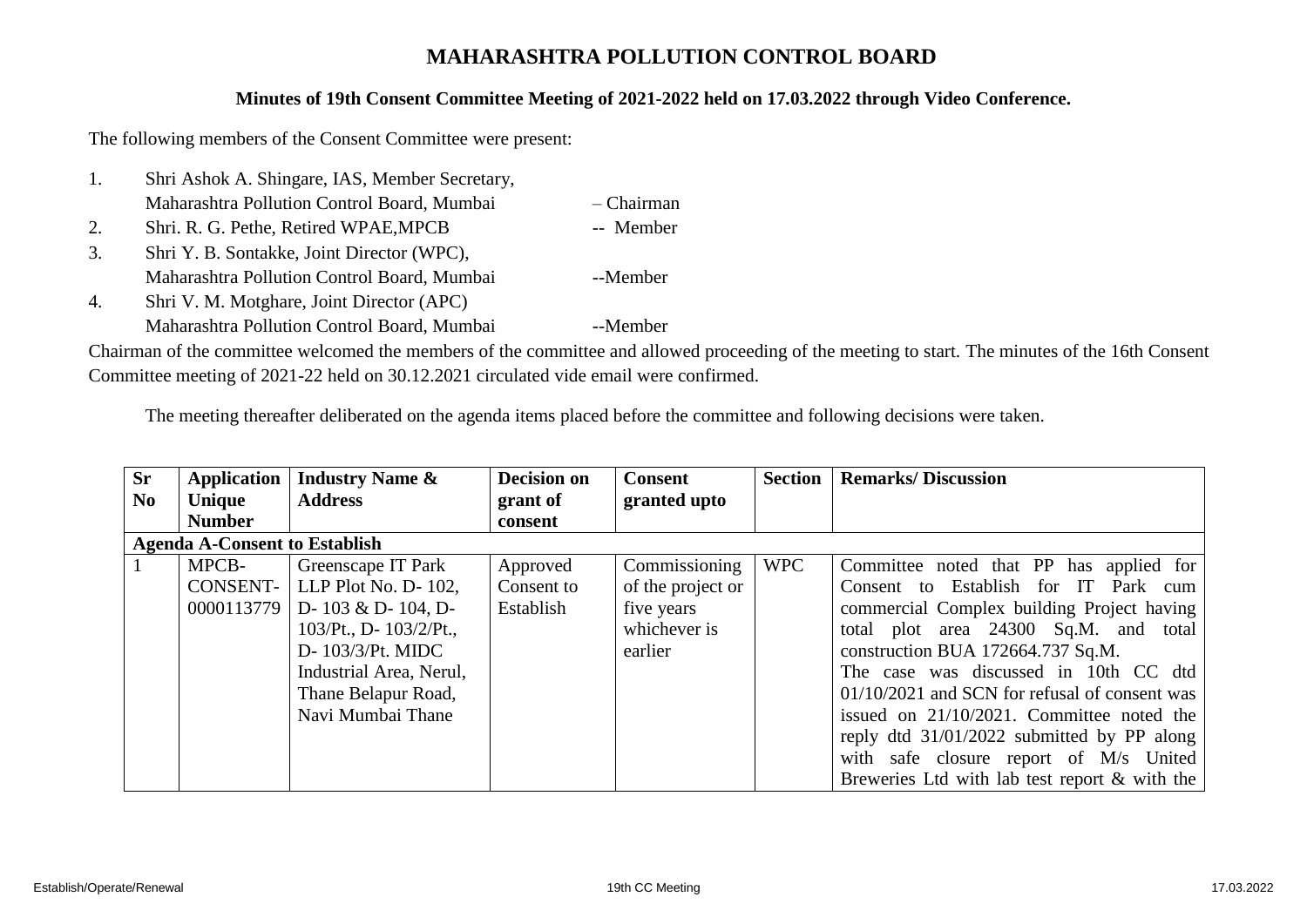# MAHARASHTRA POLLUTION CONTROL BOARD

## Minutes of 19th Consent Committee Meeting of 2021-2022 held on 17.03.2022 through Video Conference.

The following members of the Consent Committee were present:

1. Shri Ashok A. Shingare, IAS, Member Secretary, Maharashtra Pollution Control Board, Mumbai – Chairman
2. Shri. R. G. Pethe, Retired WPAE,MPCB -- Member
3. Shri Y. B. Sontakke, Joint Director (WPC), Maharashtra Pollution Control Board, Mumbai --Member
4. Shri V. M. Motghare, Joint Director (APC) Maharashtra Pollution Control Board, Mumbai --Member

Chairman of the committee welcomed the members of the committee and allowed proceeding of the meeting to start. The minutes of the 16th Consent Committee meeting of 2021-22 held on 30.12.2021 circulated vide email were confirmed.

The meeting thereafter deliberated on the agenda items placed before the committee and following decisions were taken.

| Sr No | Application Unique Number | Industry Name & Address | Decision on grant of consent | Consent granted upto | Section | Remarks/ Discussion |
|---|---|---|---|---|---|---|
| **Agenda A-Consent to Establish** | | | | | | |
| 1 | MPCB-CONSENT-0000113779 | Greenscape IT Park LLP Plot No. D- 102, D- 103 & D- 104, D- 103/Pt., D- 103/2/Pt., D- 103/3/Pt. MIDC Industrial Area, Nerul, Thane Belapur Road, Navi Mumbai Thane | Approved Consent to Establish | Commissioning of the project or five years whichever is earlier | WPC | Committee noted that PP has applied for Consent to Establish for IT Park cum commercial Complex building Project having total plot area 24300 Sq.M. and total construction BUA 172664.737 Sq.M. The case was discussed in 10th CC dtd 01/10/2021 and SCN for refusal of consent was issued on 21/10/2021. Committee noted the reply dtd 31/01/2022 submitted by PP along with safe closure report of M/s United Breweries Ltd with lab test report & with the |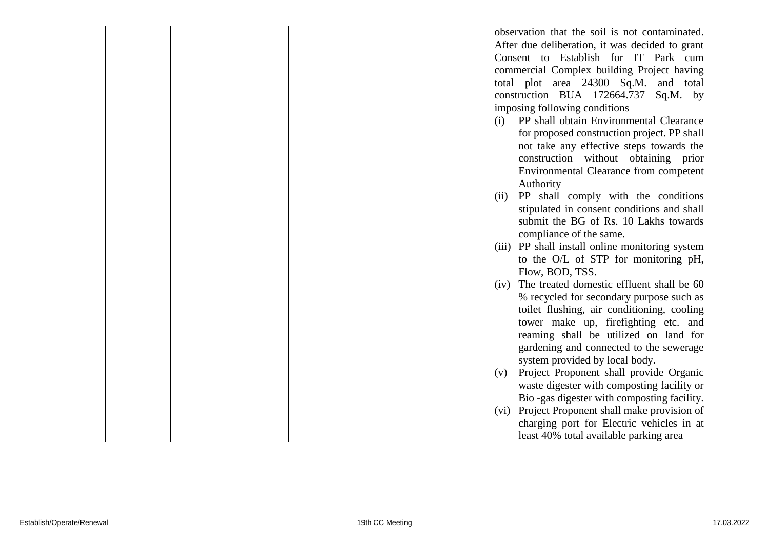| | | | | | | |
|---|---|---|---|---|---|---|
| | | | | | | observation that the soil is not contaminated. After due deliberation, it was decided to grant Consent to Establish for IT Park cum commercial Complex building Project having total plot area 24300 Sq.M. and total construction BUA 172664.737 Sq.M. by imposing following conditions<br>(i) PP shall obtain Environmental Clearance for proposed construction project. PP shall not take any effective steps towards the construction without obtaining prior Environmental Clearance from competent Authority<br>(ii) PP shall comply with the conditions stipulated in consent conditions and shall submit the BG of Rs. 10 Lakhs towards compliance of the same.<br>(iii) PP shall install online monitoring system to the O/L of STP for monitoring pH, Flow, BOD, TSS.<br>(iv) The treated domestic effluent shall be 60 % recycled for secondary purpose such as toilet flushing, air conditioning, cooling tower make up, firefighting etc. and reaming shall be utilized on land for gardening and connected to the sewerage system provided by local body.<br>(v) Project Proponent shall provide Organic waste digester with composting facility or Bio -gas digester with composting facility.<br>(vi) Project Proponent shall make provision of charging port for Electric vehicles in at least 40% total available parking area |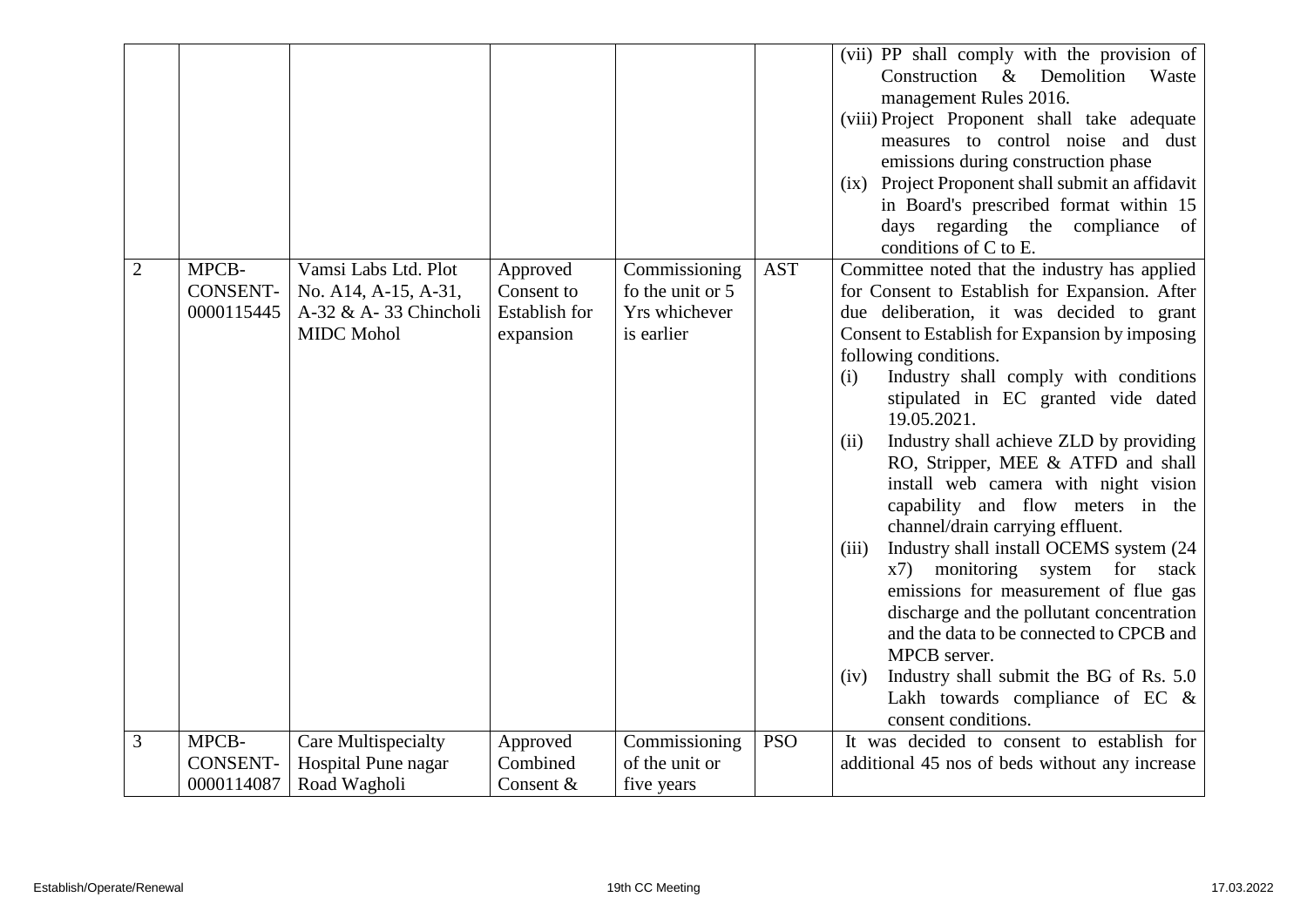| | | | | | | |
|---|---|---|---|---|---|---|
| | | | | | | (vii) PP shall comply with the provision of Construction & Demolition Waste management Rules 2016.<br>(viii) Project Proponent shall take adequate measures to control noise and dust emissions during construction phase<br>(ix) Project Proponent shall submit an affidavit in Board's prescribed format within 15 days regarding the compliance of conditions of C to E. |
| 2 | MPCB-CONSENT-0000115445 | Vamsi Labs Ltd. Plot No. A14, A-15, A-31, A-32 & A- 33 Chincholi MIDC Mohol | Approved Consent to Establish for expansion | Commissioning fo the unit or 5 Yrs whichever is earlier | AST | Committee noted that the industry has applied for Consent to Establish for Expansion. After due deliberation, it was decided to grant Consent to Establish for Expansion by imposing following conditions.<br>(i) Industry shall comply with conditions stipulated in EC granted vide dated 19.05.2021.<br>(ii) Industry shall achieve ZLD by providing RO, Stripper, MEE & ATFD and shall install web camera with night vision capability and flow meters in the channel/drain carrying effluent.<br>(iii) Industry shall install OCEMS system (24 x7) monitoring system for stack emissions for measurement of flue gas discharge and the pollutant concentration and the data to be connected to CPCB and MPCB server.<br>(iv) Industry shall submit the BG of Rs. 5.0 Lakh towards compliance of EC & consent conditions. |
| 3 | MPCB-CONSENT-0000114087 | Care Multispecialty Hospital Pune nagar Road Wagholi | Approved Combined Consent & | Commissioning of the unit or five years | PSO | It was decided to consent to establish for additional 45 nos of beds without any increase |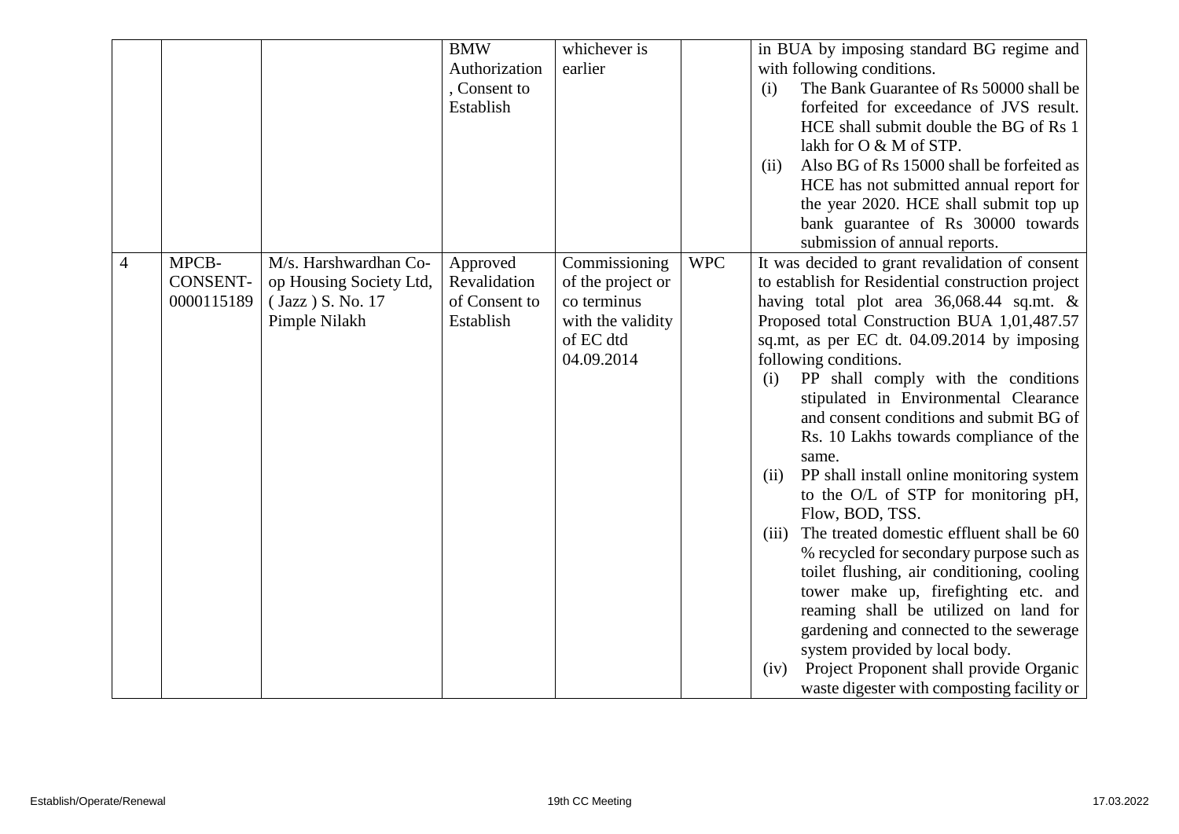|  |  |  | BMW Authorization , Consent to Establish | whichever is earlier |  | in BUA by imposing standard BG regime and with following conditions. (i) The Bank Guarantee of Rs 50000 shall be forfeited for exceedance of JVS result. HCE shall submit double the BG of Rs 1 lakh for O & M of STP. (ii) Also BG of Rs 15000 shall be forfeited as HCE has not submitted annual report for the year 2020. HCE shall submit top up bank guarantee of Rs 30000 towards submission of annual reports. |
|---|---|---|---|---|---|---|
| 4 | MPCB-CONSENT-0000115189 | M/s. Harshwardhan Co-op Housing Society Ltd, ( Jazz ) S. No. 17 Pimple Nilakh | Approved Revalidation of Consent to Establish | Commissioning of the project or co terminus with the validity of EC dtd 04.09.2014 | WPC | It was decided to grant revalidation of consent to establish for Residential construction project having total plot area 36,068.44 sq.mt. & Proposed total Construction BUA 1,01,487.57 sq.mt, as per EC dt. 04.09.2014 by imposing following conditions. (i) PP shall comply with the conditions stipulated in Environmental Clearance and consent conditions and submit BG of Rs. 10 Lakhs towards compliance of the same. (ii) PP shall install online monitoring system to the O/L of STP for monitoring pH, Flow, BOD, TSS. (iii) The treated domestic effluent shall be 60 % recycled for secondary purpose such as toilet flushing, air conditioning, cooling tower make up, firefighting etc. and reaming shall be utilized on land for gardening and connected to the sewerage system provided by local body. (iv) Project Proponent shall provide Organic waste digester with composting facility or |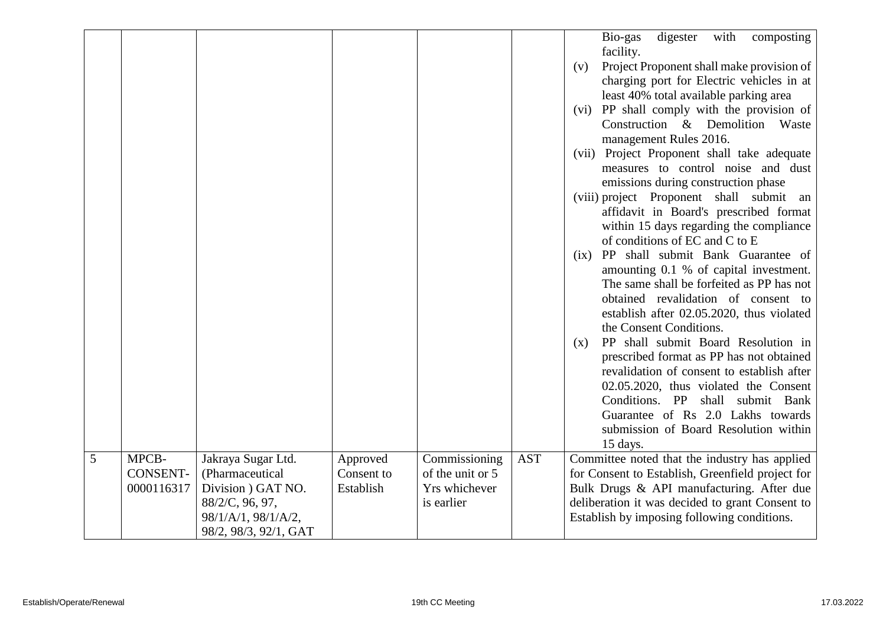| | | | | | | |
|---|---|---|---|---|---|---|
| | | | | | | Bio-gas digester with composting facility.<br>(v) Project Proponent shall make provision of charging port for Electric vehicles in at least 40% total available parking area<br>(vi) PP shall comply with the provision of Construction & Demolition Waste management Rules 2016.<br>(vii) Project Proponent shall take adequate measures to control noise and dust emissions during construction phase<br>(viii) project Proponent shall submit an affidavit in Board's prescribed format within 15 days regarding the compliance of conditions of EC and C to E<br>(ix) PP shall submit Bank Guarantee of amounting 0.1 % of capital investment. The same shall be forfeited as PP has not obtained revalidation of consent to establish after 02.05.2020, thus violated the Consent Conditions.<br>(x) PP shall submit Board Resolution in prescribed format as PP has not obtained revalidation of consent to establish after 02.05.2020, thus violated the Consent Conditions. PP shall submit Bank Guarantee of Rs 2.0 Lakhs towards submission of Board Resolution within 15 days. |
| 5 | MPCB-CONSENT-0000116317 | Jakraya Sugar Ltd. (Pharmaceutical Division ) GAT NO. 88/2/C, 96, 97, 98/1/A/1, 98/1/A/2, 98/2, 98/3, 92/1, GAT | Approved Consent to Establish | Commissioning of the unit or 5 Yrs whichever is earlier | AST | Committee noted that the industry has applied for Consent to Establish, Greenfield project for Bulk Drugs & API manufacturing. After due deliberation it was decided to grant Consent to Establish by imposing following conditions. |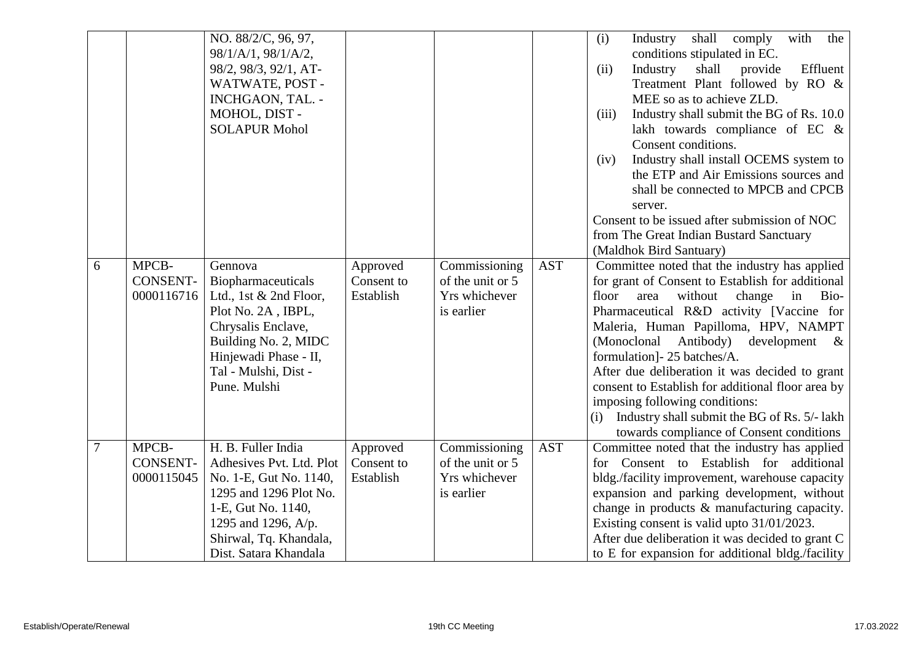| | | | | | | |
|---|---|---|---|---|---|---|
| | | NO. 88/2/C, 96, 97, 98/1/A/1, 98/1/A/2, 98/2, 98/3, 92/1, AT-WATWATE, POST - INCHGAON, TAL. - MOHOL, DIST - SOLAPUR Mohol | | | | (i) Industry shall comply with the conditions stipulated in EC.<br>(ii) Industry shall provide Effluent Treatment Plant followed by RO & MEE so as to achieve ZLD.<br>(iii) Industry shall submit the BG of Rs. 10.0 lakh towards compliance of EC & Consent conditions.<br>(iv) Industry shall install OCEMS system to the ETP and Air Emissions sources and shall be connected to MPCB and CPCB server.<br>Consent to be issued after submission of NOC from The Great Indian Bustard Sanctuary (Maldhok Bird Santuary) |
| 6 | MPCB-CONSENT-0000116716 | Gennova Biopharmaceuticals Ltd., 1st & 2nd Floor, Plot No. 2A , IBPL, Chrysalis Enclave, Building No. 2, MIDC Hinjewadi Phase - II, Tal - Mulshi, Dist - Pune. Mulshi | Approved Consent to Establish | Commissioning of the unit or 5 Yrs whichever is earlier | AST | Committee noted that the industry has applied for grant of Consent to Establish for additional floor area without change in Bio-Pharmaceutical R&D activity [Vaccine for Maleria, Human Papilloma, HPV, NAMPT (Monoclonal Antibody) development & formulation]- 25 batches/A.<br>After due deliberation it was decided to grant consent to Establish for additional floor area by imposing following conditions:<br>(i) Industry shall submit the BG of Rs. 5/- lakh towards compliance of Consent conditions |
| 7 | MPCB-CONSENT-0000115045 | H. B. Fuller India Adhesives Pvt. Ltd. Plot No. 1-E, Gut No. 1140, 1295 and 1296 Plot No. 1-E, Gut No. 1140, 1295 and 1296, A/p. Shirwal, Tq. Khandala, Dist. Satara Khandala | Approved Consent to Establish | Commissioning of the unit or 5 Yrs whichever is earlier | AST | Committee noted that the industry has applied for Consent to Establish for additional bldg./facility improvement, warehouse capacity expansion and parking development, without change in products & manufacturing capacity. Existing consent is valid upto 31/01/2023.<br>After due deliberation it was decided to grant C to E for expansion for additional bldg./facility |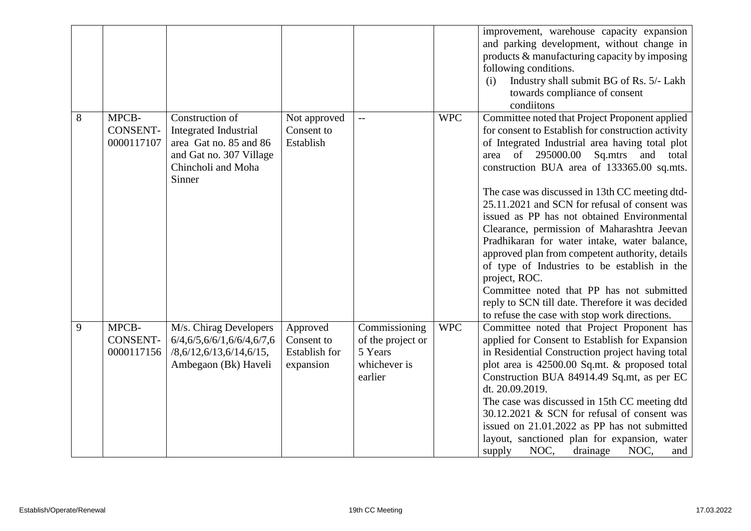| | | | | | | improvement, warehouse capacity expansion and parking development, without change in products & manufacturing capacity by imposing following conditions. (i) Industry shall submit BG of Rs. 5/- Lakh towards compliance of consent condiitons |
|---|---|---|---|---|---|---|
| 8 | MPCB-CONSENT-0000117107 | Construction of Integrated Industrial area Gat no. 85 and 86 and Gat no. 307 Village Chincholi and Moha Sinner | Not approved Consent to Establish | -- | WPC | Committee noted that Project Proponent applied for consent to Establish for construction activity of Integrated Industrial area having total plot area of 295000.00 Sq.mtrs and total construction BUA area of 133365.00 sq.mts. The case was discussed in 13th CC meeting dtd-25.11.2021 and SCN for refusal of consent was issued as PP has not obtained Environmental Clearance, permission of Maharashtra Jeevan Pradhikaran for water intake, water balance, approved plan from competent authority, details of type of Industries to be establish in the project, ROC. Committee noted that PP has not submitted reply to SCN till date. Therefore it was decided to refuse the case with stop work directions. |
| 9 | MPCB-CONSENT-0000117156 | M/s. Chirag Developers 6/4,6/5,6/6/1,6/6/4,6/7,6/8,6/12,6/13,6/14,6/15, Ambegaon (Bk) Haveli | Approved Consent to Establish for expansion | Commissioning of the project or 5 Years whichever is earlier | WPC | Committee noted that Project Proponent has applied for Consent to Establish for Expansion in Residential Construction project having total plot area is 42500.00 Sq.mt. & proposed total Construction BUA 84914.49 Sq.mt, as per EC dt. 20.09.2019. The case was discussed in 15th CC meeting dtd 30.12.2021 & SCN for refusal of consent was issued on 21.01.2022 as PP has not submitted layout, sanctioned plan for expansion, water supply NOC, drainage NOC, and |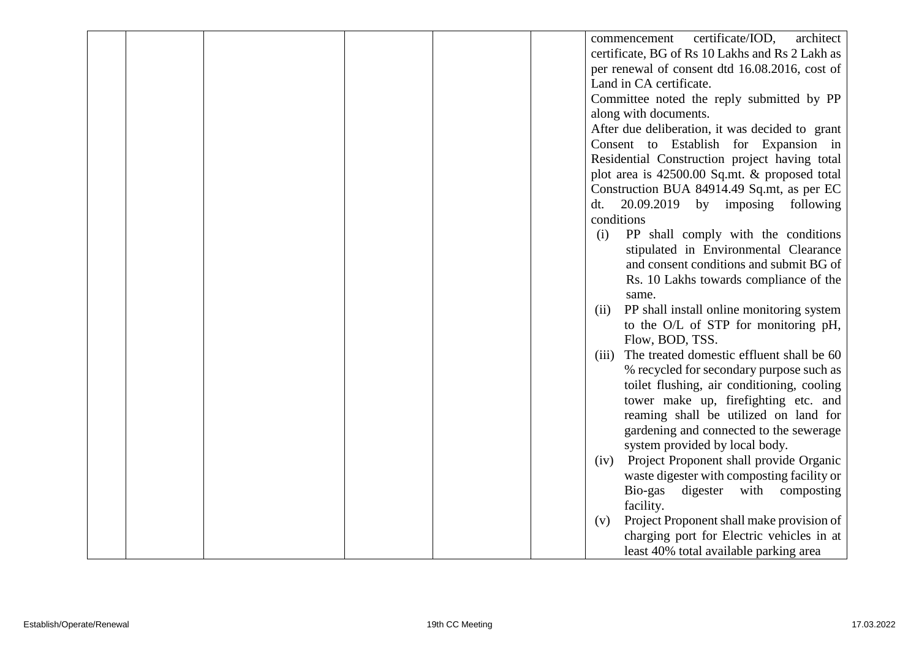| | | | | | | |
|---|---|---|---|---|---|---|
| | | | | | | commencement certificate/IOD, architect certificate, BG of Rs 10 Lakhs and Rs 2 Lakh as per renewal of consent dtd 16.08.2016, cost of Land in CA certificate.<br>Committee noted the reply submitted by PP along with documents.<br>After due deliberation, it was decided to grant Consent to Establish for Expansion in Residential Construction project having total plot area is 42500.00 Sq.mt. & proposed total Construction BUA 84914.49 Sq.mt, as per EC dt. 20.09.2019 by imposing following conditions<br>(i) PP shall comply with the conditions stipulated in Environmental Clearance and consent conditions and submit BG of Rs. 10 Lakhs towards compliance of the same.<br>(ii) PP shall install online monitoring system to the O/L of STP for monitoring pH, Flow, BOD, TSS.<br>(iii) The treated domestic effluent shall be 60 % recycled for secondary purpose such as toilet flushing, air conditioning, cooling tower make up, firefighting etc. and reaming shall be utilized on land for gardening and connected to the sewerage system provided by local body.<br>(iv) Project Proponent shall provide Organic waste digester with composting facility or Bio-gas digester with composting facility.<br>(v) Project Proponent shall make provision of charging port for Electric vehicles in at least 40% total available parking area |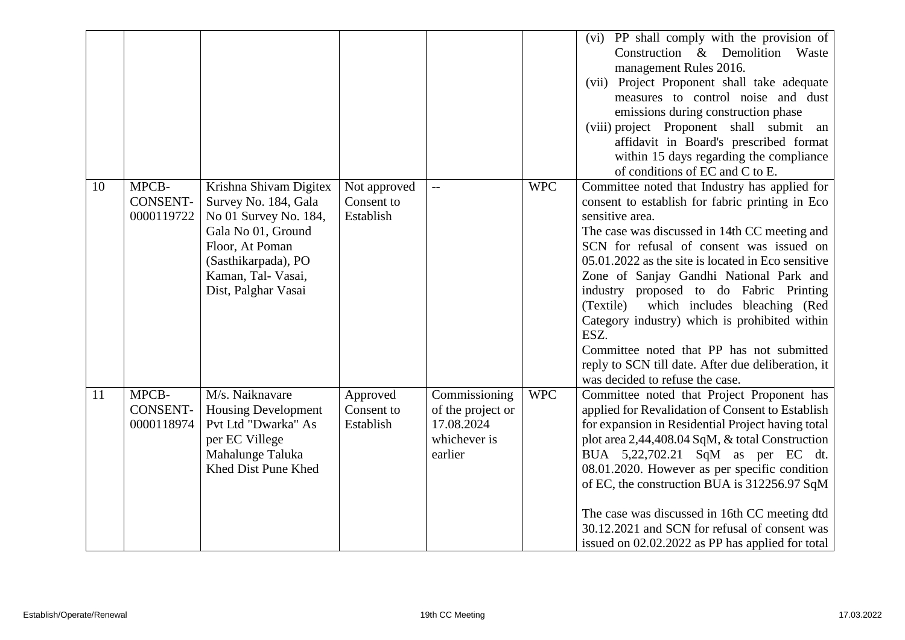| | | | | | | |
|---|---|---|---|---|---|---|
| | | | | | | (vi) PP shall comply with the provision of Construction & Demolition Waste management Rules 2016.<br>(vii) Project Proponent shall take adequate measures to control noise and dust emissions during construction phase<br>(viii) project Proponent shall submit an affidavit in Board's prescribed format within 15 days regarding the compliance of conditions of EC and C to E. |
| 10 | MPCB-CONSENT-0000119722 | Krishna Shivam Digitex Survey No. 184, Gala No 01 Survey No. 184, Gala No 01, Ground Floor, At Poman (Sasthikarpada), PO Kaman, Tal- Vasai, Dist, Palghar Vasai | Not approved Consent to Establish | -- | WPC | Committee noted that Industry has applied for consent to establish for fabric printing in Eco sensitive area.<br>The case was discussed in 14th CC meeting and SCN for refusal of consent was issued on 05.01.2022 as the site is located in Eco sensitive Zone of Sanjay Gandhi National Park and industry proposed to do Fabric Printing (Textile) which includes bleaching (Red Category industry) which is prohibited within ESZ.<br>Committee noted that PP has not submitted reply to SCN till date. After due deliberation, it was decided to refuse the case. |
| 11 | MPCB-CONSENT-0000118974 | M/s. Naiknavare Housing Development Pvt Ltd "Dwarka" As per EC Villege Mahalunge Taluka Khed Dist Pune Khed | Approved Consent to Establish | Commissioning of the project or 17.08.2024 whichever is earlier | WPC | Committee noted that Project Proponent has applied for Revalidation of Consent to Establish for expansion in Residential Project having total plot area 2,44,408.04 SqM, & total Construction BUA 5,22,702.21 SqM as per EC dt. 08.01.2020. However as per specific condition of EC, the construction BUA is 312256.97 SqM<br><br>The case was discussed in 16th CC meeting dtd 30.12.2021 and SCN for refusal of consent was issued on 02.02.2022 as PP has applied for total |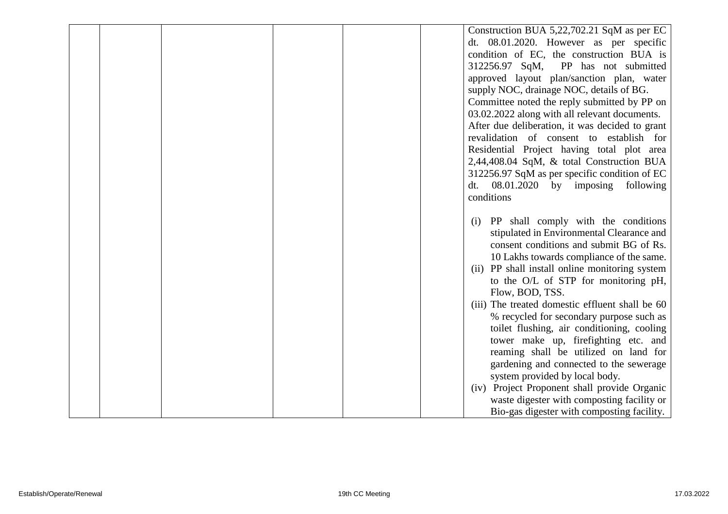|  |  |  |  |  |  | Construction BUA 5,22,702.21 SqM as per EC dt. 08.01.2020. However as per specific condition of EC, the construction BUA is 312256.97 SqM, PP has not submitted approved layout plan/sanction plan, water supply NOC, drainage NOC, details of BG.<br>Committee noted the reply submitted by PP on 03.02.2022 along with all relevant documents.<br>After due deliberation, it was decided to grant revalidation of consent to establish for Residential Project having total plot area 2,44,408.04 SqM, & total Construction BUA 312256.97 SqM as per specific condition of EC dt. 08.01.2020 by imposing following conditions<br><br>(i) PP shall comply with the conditions stipulated in Environmental Clearance and consent conditions and submit BG of Rs. 10 Lakhs towards compliance of the same.<br>(ii) PP shall install online monitoring system to the O/L of STP for monitoring pH, Flow, BOD, TSS.<br>(iii) The treated domestic effluent shall be 60 % recycled for secondary purpose such as toilet flushing, air conditioning, cooling tower make up, firefighting etc. and reaming shall be utilized on land for gardening and connected to the sewerage system provided by local body.<br>(iv) Project Proponent shall provide Organic waste digester with composting facility or Bio-gas digester with composting facility. |
|---|---|---|---|---|---|---|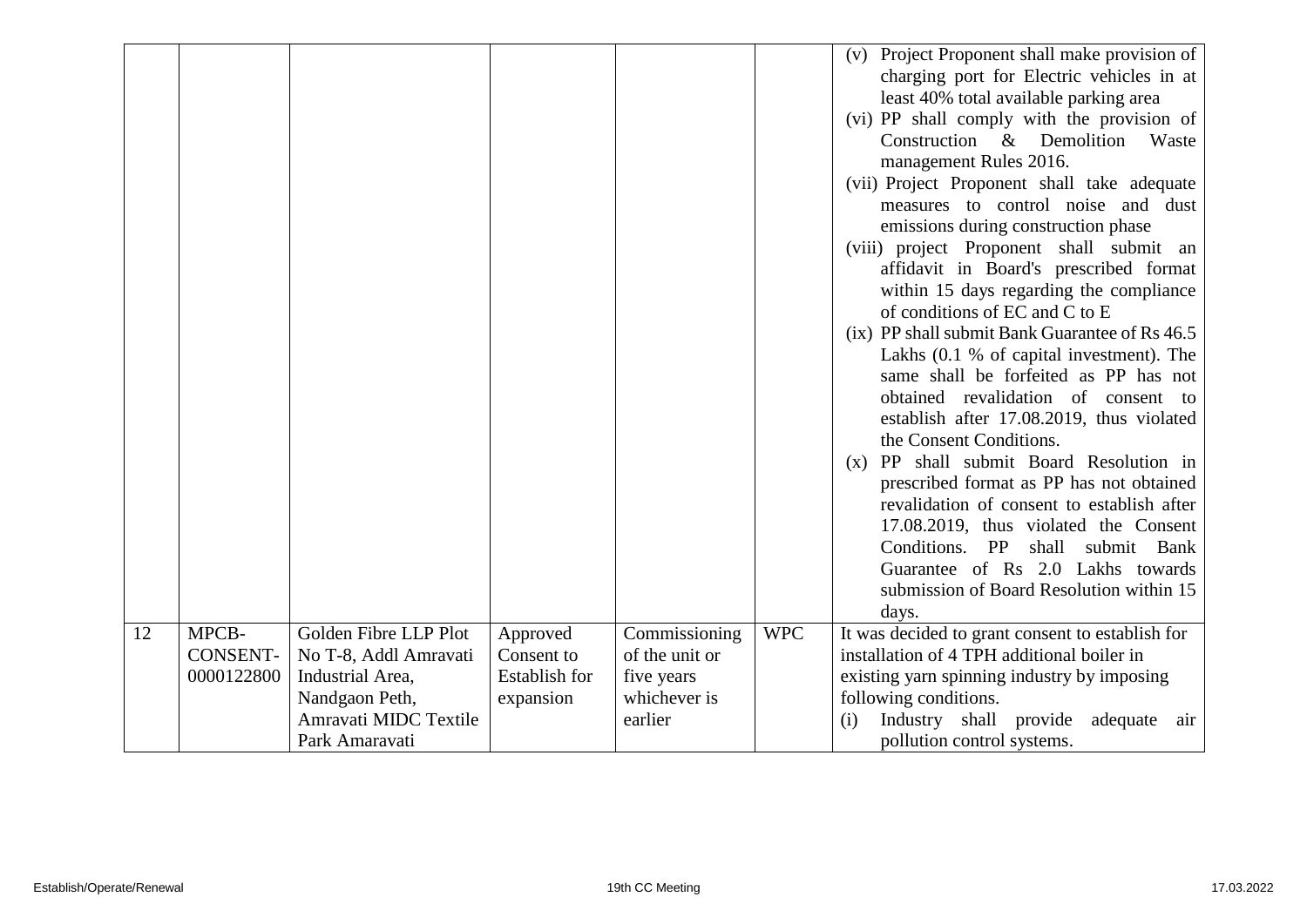|  |  |  |  |  |  |  |
|---|---|---|---|---|---|---|
|  |  |  |  |  |  | (v) Project Proponent shall make provision of charging port for Electric vehicles in at least 40% total available parking area<br>(vi) PP shall comply with the provision of Construction & Demolition Waste management Rules 2016.<br>(vii) Project Proponent shall take adequate measures to control noise and dust emissions during construction phase<br>(viii) project Proponent shall submit an affidavit in Board's prescribed format within 15 days regarding the compliance of conditions of EC and C to E<br>(ix) PP shall submit Bank Guarantee of Rs 46.5 Lakhs (0.1 % of capital investment). The same shall be forfeited as PP has not obtained revalidation of consent to establish after 17.08.2019, thus violated the Consent Conditions.<br>(x) PP shall submit Board Resolution in prescribed format as PP has not obtained revalidation of consent to establish after 17.08.2019, thus violated the Consent Conditions. PP shall submit Bank Guarantee of Rs 2.0 Lakhs towards submission of Board Resolution within 15 days. |
| 12 | MPCB-CONSENT-0000122800 | Golden Fibre LLP Plot No T-8, Addl Amravati Industrial Area, Nandgaon Peth, Amravati MIDC Textile Park Amaravati | Approved Consent to Establish for expansion | Commissioning of the unit or five years whichever is earlier | WPC | It was decided to grant consent to establish for installation of 4 TPH additional boiler in existing yarn spinning industry by imposing following conditions.<br>(i) Industry shall provide adequate air pollution control systems. |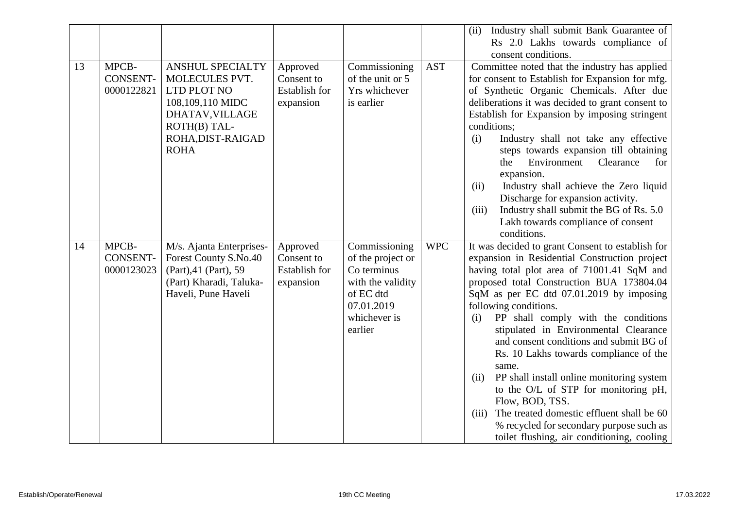| | | | | | | |
|---|---|---|---|---|---|---|
| | | | | | | (ii) Industry shall submit Bank Guarantee of Rs 2.0 Lakhs towards compliance of consent conditions. |
| 13 | MPCB-CONSENT-0000122821 | ANSHUL SPECIALTY MOLECULES PVT. LTD PLOT NO 108,109,110 MIDC DHATAV,VILLAGE ROTH(B) TAL-ROHA,DIST-RAIGAD ROHA | Approved Consent to Establish for expansion | Commissioning of the unit or 5 Yrs whichever is earlier | AST | Committee noted that the industry has applied for consent to Establish for Expansion for mfg. of Synthetic Organic Chemicals. After due deliberations it was decided to grant consent to Establish for Expansion by imposing stringent conditions;<br>(i) Industry shall not take any effective steps towards expansion till obtaining the Environment Clearance for expansion.<br>(ii) Industry shall achieve the Zero liquid Discharge for expansion activity.<br>(iii) Industry shall submit the BG of Rs. 5.0 Lakh towards compliance of consent conditions. |
| 14 | MPCB-CONSENT-0000123023 | M/s. Ajanta Enterprises-Forest County S.No.40 (Part),41 (Part), 59 (Part) Kharadi, Taluka-Haveli, Pune Haveli | Approved Consent to Establish for expansion | Commissioning of the project or Co terminus with the validity of EC dtd 07.01.2019 whichever is earlier | WPC | It was decided to grant Consent to establish for expansion in Residential Construction project having total plot area of 71001.41 SqM and proposed total Construction BUA 173804.04 SqM as per EC dtd 07.01.2019 by imposing following conditions.<br>(i) PP shall comply with the conditions stipulated in Environmental Clearance and consent conditions and submit BG of Rs. 10 Lakhs towards compliance of the same.<br>(ii) PP shall install online monitoring system to the O/L of STP for monitoring pH, Flow, BOD, TSS.<br>(iii) The treated domestic effluent shall be 60 % recycled for secondary purpose such as toilet flushing, air conditioning, cooling |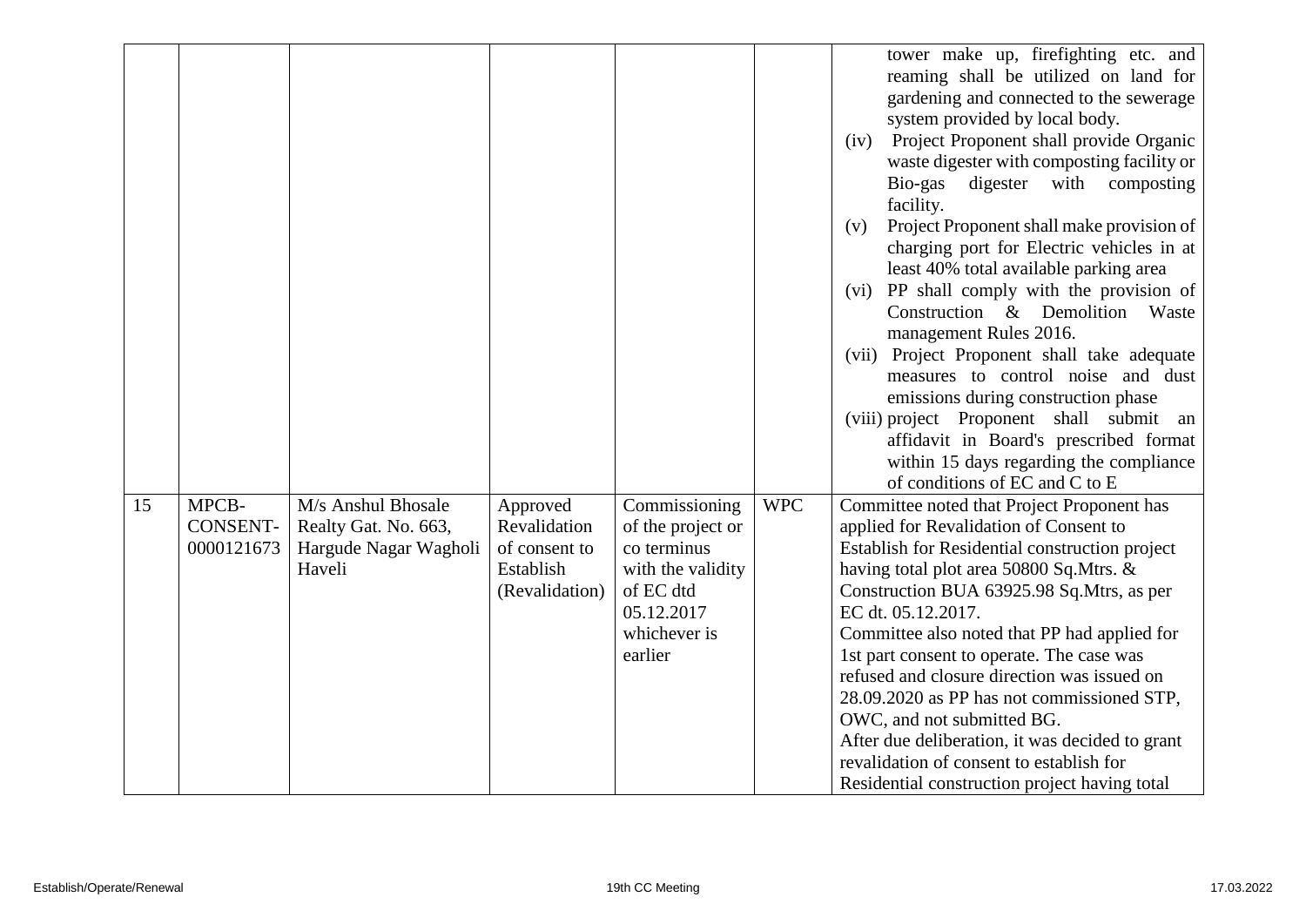| | | | | | | |
|---|---|---|---|---|---|---|
| | | | | | | tower make up, firefighting etc. and reaming shall be utilized on land for gardening and connected to the sewerage system provided by local body.<br>(iv) Project Proponent shall provide Organic waste digester with composting facility or Bio-gas digester with composting facility.<br>(v) Project Proponent shall make provision of charging port for Electric vehicles in at least 40% total available parking area<br>(vi) PP shall comply with the provision of Construction & Demolition Waste management Rules 2016.<br>(vii) Project Proponent shall take adequate measures to control noise and dust emissions during construction phase<br>(viii) project Proponent shall submit an affidavit in Board's prescribed format within 15 days regarding the compliance of conditions of EC and C to E |
| 15 | MPCB-CONSENT-0000121673 | M/s Anshul Bhosale Realty Gat. No. 663, Hargude Nagar Wagholi Haveli | Approved Revalidation of consent to Establish (Revalidation) | Commissioning of the project or co terminus with the validity of EC dtd 05.12.2017 whichever is earlier | WPC | Committee noted that Project Proponent has applied for Revalidation of Consent to Establish for Residential construction project having total plot area 50800 Sq.Mtrs. & Construction BUA 63925.98 Sq.Mtrs, as per EC dt. 05.12.2017.<br>Committee also noted that PP had applied for 1st part consent to operate. The case was refused and closure direction was issued on 28.09.2020 as PP has not commissioned STP, OWC, and not submitted BG.<br>After due deliberation, it was decided to grant revalidation of consent to establish for Residential construction project having total |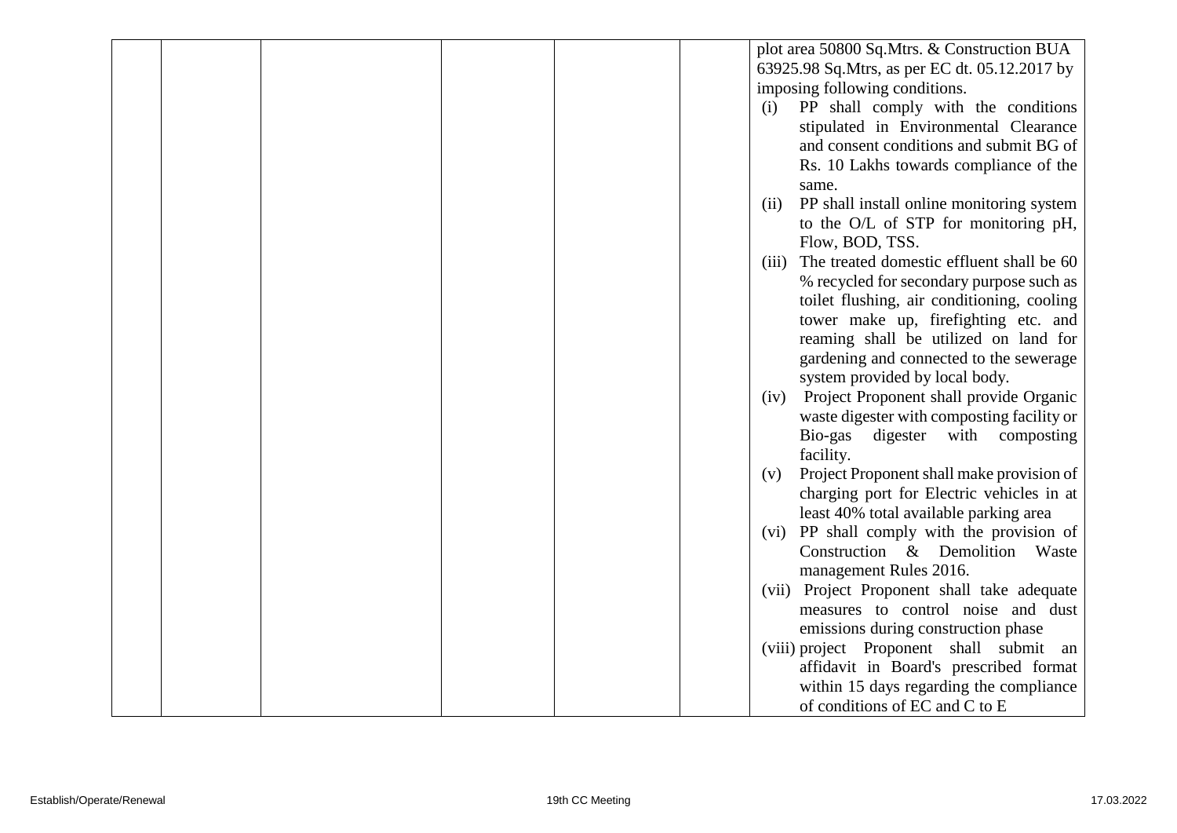|  |  |  |  |  |  | plot area 50800 Sq.Mtrs. & Construction BUA 63925.98 Sq.Mtrs, as per EC dt. 05.12.2017 by imposing following conditions.<br>(i) PP shall comply with the conditions stipulated in Environmental Clearance and consent conditions and submit BG of Rs. 10 Lakhs towards compliance of the same.<br>(ii) PP shall install online monitoring system to the O/L of STP for monitoring pH, Flow, BOD, TSS.<br>(iii) The treated domestic effluent shall be 60 % recycled for secondary purpose such as toilet flushing, air conditioning, cooling tower make up, firefighting etc. and reaming shall be utilized on land for gardening and connected to the sewerage system provided by local body.<br>(iv) Project Proponent shall provide Organic waste digester with composting facility or Bio-gas digester with composting facility.<br>(v) Project Proponent shall make provision of charging port for Electric vehicles in at least 40% total available parking area<br>(vi) PP shall comply with the provision of Construction & Demolition Waste management Rules 2016.<br>(vii) Project Proponent shall take adequate measures to control noise and dust emissions during construction phase<br>(viii) project Proponent shall submit an affidavit in Board's prescribed format within 15 days regarding the compliance of conditions of EC and C to E |
|---|---|---|---|---|---|---|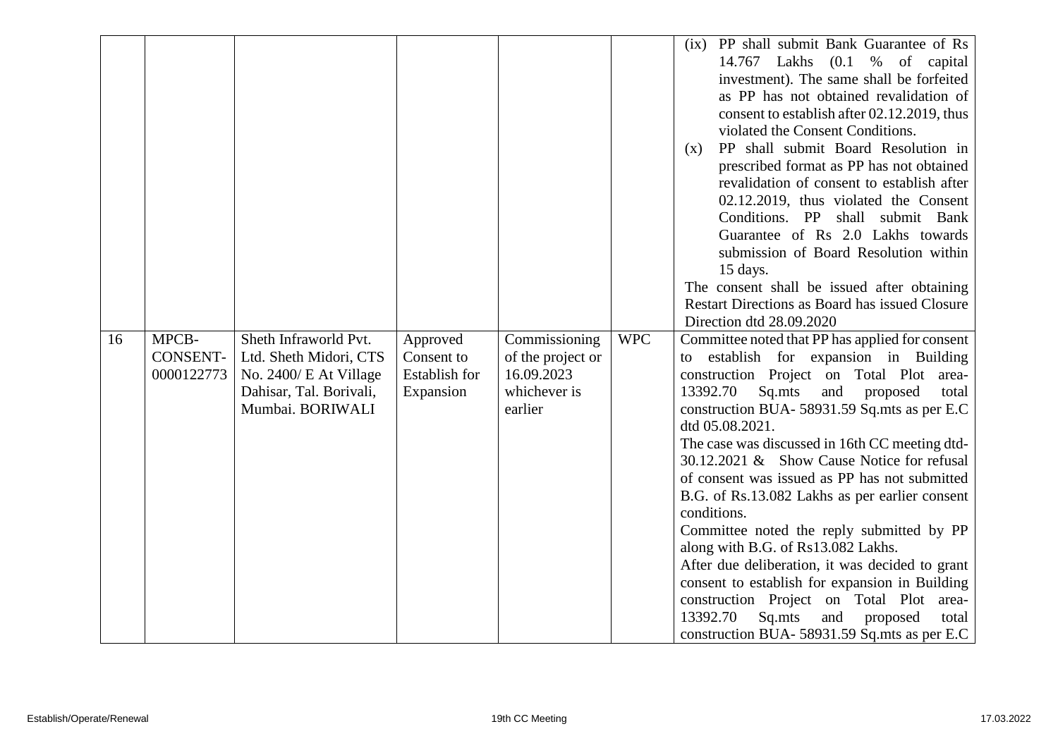| | | | | | | |
|---|---|---|---|---|---|---|
| | | | | | | (ix) PP shall submit Bank Guarantee of Rs 14.767 Lakhs (0.1 % of capital investment). The same shall be forfeited as PP has not obtained revalidation of consent to establish after 02.12.2019, thus violated the Consent Conditions.<br>(x) PP shall submit Board Resolution in prescribed format as PP has not obtained revalidation of consent to establish after 02.12.2019, thus violated the Consent Conditions. PP shall submit Bank Guarantee of Rs 2.0 Lakhs towards submission of Board Resolution within 15 days.<br>The consent shall be issued after obtaining Restart Directions as Board has issued Closure Direction dtd 28.09.2020 |
| 16 | MPCB-CONSENT-0000122773 | Sheth Infraworld Pvt. Ltd. Sheth Midori, CTS No. 2400/ E At Village Dahisar, Tal. Borivali, Mumbai. BORIWALI | Approved Consent to Establish for Expansion | Commissioning of the project or 16.09.2023 whichever is earlier | WPC | Committee noted that PP has applied for consent to establish for expansion in Building construction Project on Total Plot area- 13392.70 Sq.mts and proposed total construction BUA- 58931.59 Sq.mts as per E.C dtd 05.08.2021.<br>The case was discussed in 16th CC meeting dtd-30.12.2021 & Show Cause Notice for refusal of consent was issued as PP has not submitted B.G. of Rs.13.082 Lakhs as per earlier consent conditions.<br>Committee noted the reply submitted by PP along with B.G. of Rs13.082 Lakhs.<br>After due deliberation, it was decided to grant consent to establish for expansion in Building construction Project on Total Plot area- 13392.70 Sq.mts and proposed total construction BUA- 58931.59 Sq.mts as per E.C |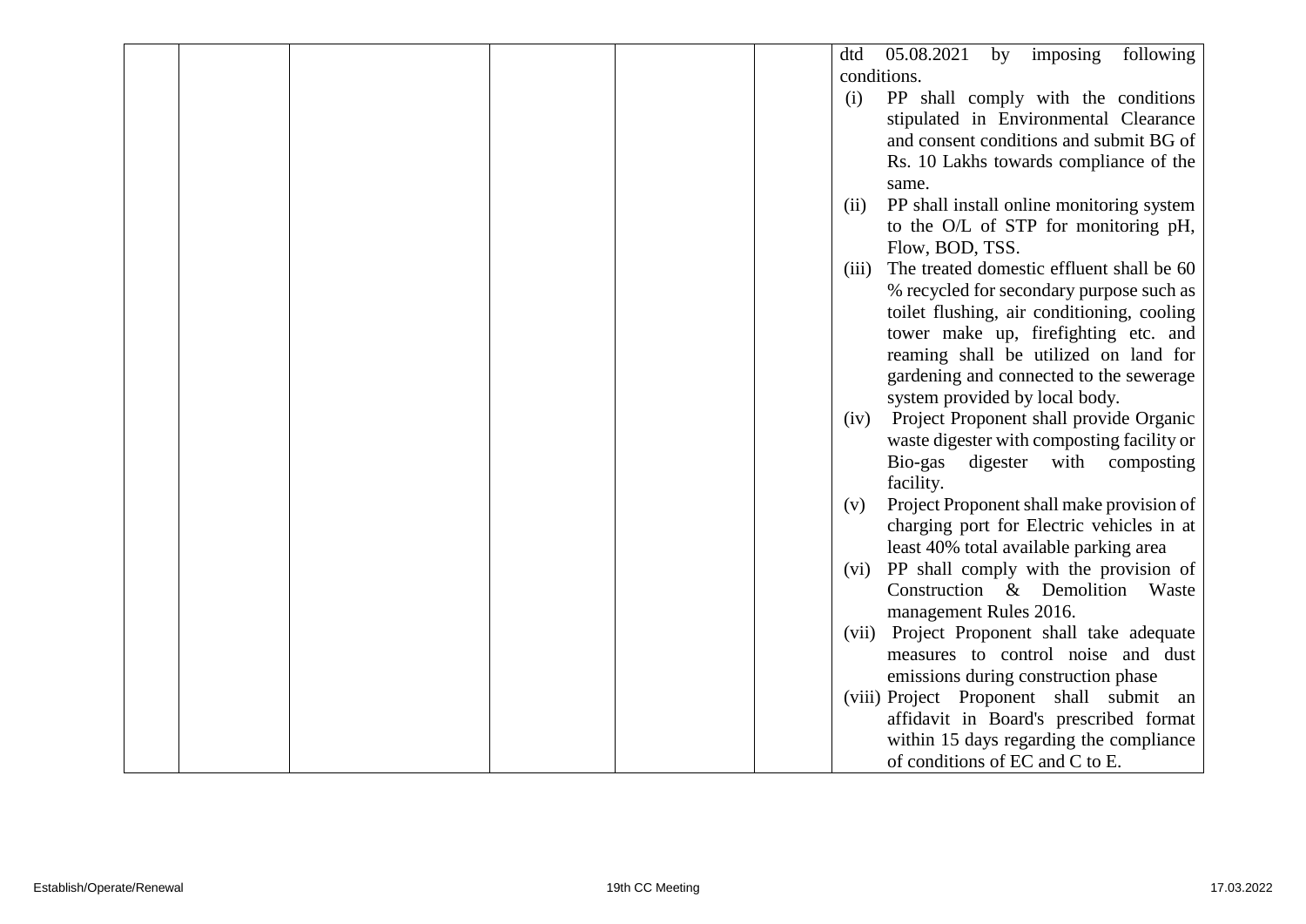| | | | | | | dtd 05.08.2021 by imposing following conditions.<br>(i) PP shall comply with the conditions stipulated in Environmental Clearance and consent conditions and submit BG of Rs. 10 Lakhs towards compliance of the same.<br>(ii) PP shall install online monitoring system to the O/L of STP for monitoring pH, Flow, BOD, TSS.<br>(iii) The treated domestic effluent shall be 60 % recycled for secondary purpose such as toilet flushing, air conditioning, cooling tower make up, firefighting etc. and reaming shall be utilized on land for gardening and connected to the sewerage system provided by local body.<br>(iv) Project Proponent shall provide Organic waste digester with composting facility or Bio-gas digester with composting facility.<br>(v) Project Proponent shall make provision of charging port for Electric vehicles in at least 40% total available parking area<br>(vi) PP shall comply with the provision of Construction & Demolition Waste management Rules 2016.<br>(vii) Project Proponent shall take adequate measures to control noise and dust emissions during construction phase<br>(viii) Project Proponent shall submit an affidavit in Board's prescribed format within 15 days regarding the compliance of conditions of EC and C to E. |
|---|---|---|---|---|---|---|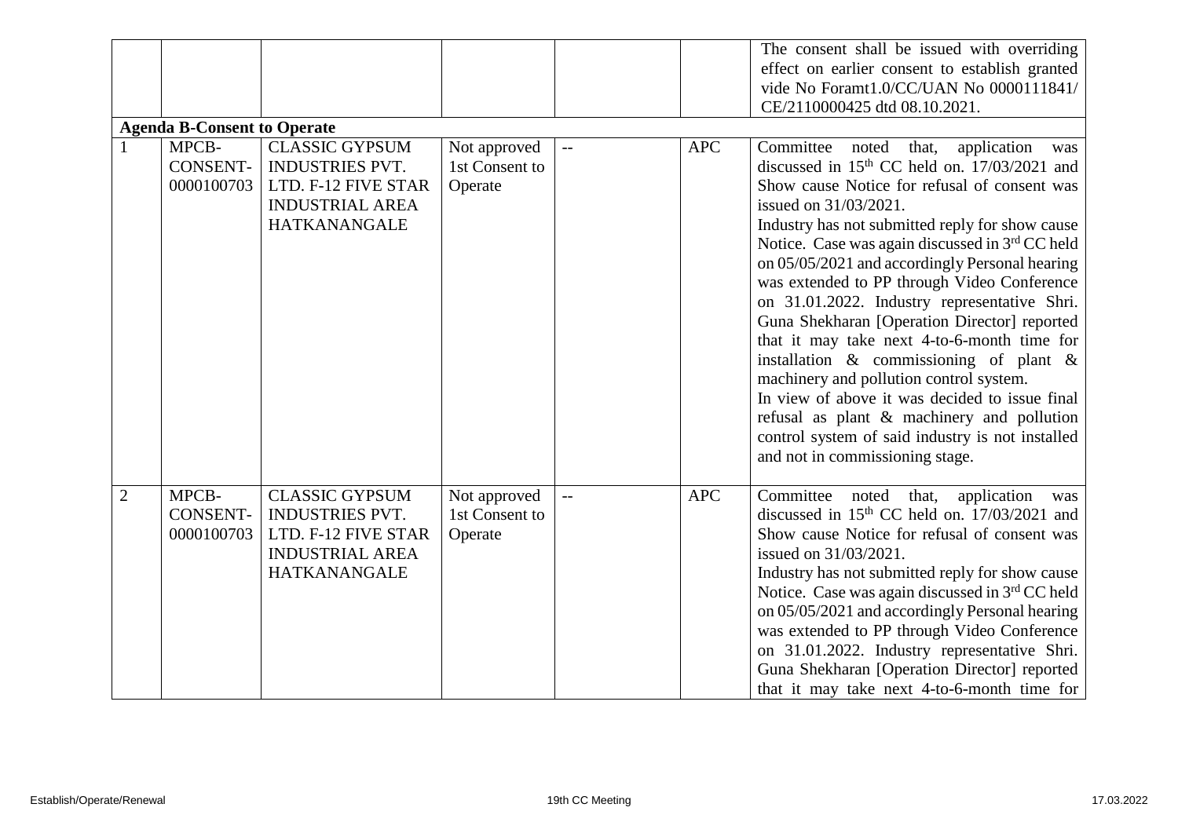| | | | | | | The consent shall be issued with overriding effect on earlier consent to establish granted vide No Foramt1.0/CC/UAN No 0000111841/ CE/2110000425 dtd 08.10.2021. |
|---|---|---|---|---|---|---|
| **Agenda B-Consent to Operate** | | | | | | |
| 1 | MPCB-CONSENT-0000100703 | CLASSIC GYPSUM INDUSTRIES PVT. LTD. F-12 FIVE STAR INDUSTRIAL AREA HATKANANGALE | Not approved 1st Consent to Operate | -- | APC | Committee noted that, application was discussed in 15th CC held on. 17/03/2021 and Show cause Notice for refusal of consent was issued on 31/03/2021.<br>Industry has not submitted reply for show cause Notice. Case was again discussed in 3rd CC held on 05/05/2021 and accordingly Personal hearing was extended to PP through Video Conference on 31.01.2022. Industry representative Shri. Guna Shekharan [Operation Director] reported that it may take next 4-to-6-month time for installation & commissioning of plant & machinery and pollution control system.<br>In view of above it was decided to issue final refusal as plant & machinery and pollution control system of said industry is not installed and not in commissioning stage. |
| 2 | MPCB-CONSENT-0000100703 | CLASSIC GYPSUM INDUSTRIES PVT. LTD. F-12 FIVE STAR INDUSTRIAL AREA HATKANANGALE | Not approved 1st Consent to Operate | -- | APC | Committee noted that, application was discussed in 15th CC held on. 17/03/2021 and Show cause Notice for refusal of consent was issued on 31/03/2021.<br>Industry has not submitted reply for show cause Notice. Case was again discussed in 3rd CC held on 05/05/2021 and accordingly Personal hearing was extended to PP through Video Conference on 31.01.2022. Industry representative Shri. Guna Shekharan [Operation Director] reported that it may take next 4-to-6-month time for |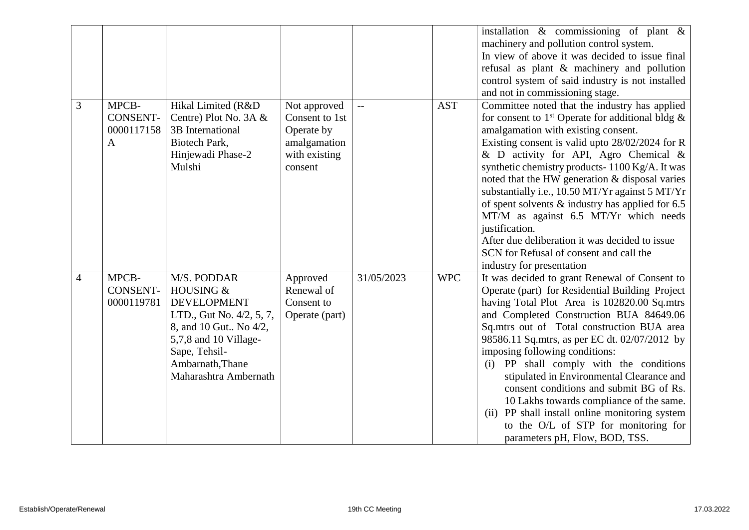| | | | | | | |
|---|---|---|---|---|---|---|
| | | | | | | installation & commissioning of plant & machinery and pollution control system.<br>In view of above it was decided to issue final refusal as plant & machinery and pollution control system of said industry is not installed and not in commissioning stage. |
| 3 | MPCB-CONSENT-0000117158A | Hikal Limited (R&D Centre) Plot No. 3A & 3B International Biotech Park, Hinjewadi Phase-2 Mulshi | Not approved Consent to 1st Operate by amalgamation with existing consent | -- | AST | Committee noted that the industry has applied for consent to 1st Operate for additional bldg & amalgamation with existing consent.<br>Existing consent is valid upto 28/02/2024 for R & D activity for API, Agro Chemical & synthetic chemistry products- 1100 Kg/A. It was noted that the HW generation & disposal varies substantially i.e., 10.50 MT/Yr against 5 MT/Yr of spent solvents & industry has applied for 6.5 MT/M as against 6.5 MT/Yr which needs justification.<br>After due deliberation it was decided to issue SCN for Refusal of consent and call the industry for presentation |
| 4 | MPCB-CONSENT-0000119781 | M/S. PODDAR HOUSING & DEVELOPMENT LTD., Gut No. 4/2, 5, 7, 8, and 10 Gut.. No 4/2, 5,7,8 and 10 Village-Sape, Tehsil-Ambarnath,Thane Maharashtra Ambernath | Approved Renewal of Consent to Operate (part) | 31/05/2023 | WPC | It was decided to grant Renewal of Consent to Operate (part) for Residential Building Project having Total Plot Area is 102820.00 Sq.mtrs and Completed Construction BUA 84649.06 Sq.mtrs out of Total construction BUA area 98586.11 Sq.mtrs, as per EC dt. 02/07/2012 by imposing following conditions:<br>(i) PP shall comply with the conditions stipulated in Environmental Clearance and consent conditions and submit BG of Rs. 10 Lakhs towards compliance of the same.<br>(ii) PP shall install online monitoring system to the O/L of STP for monitoring for parameters pH, Flow, BOD, TSS. |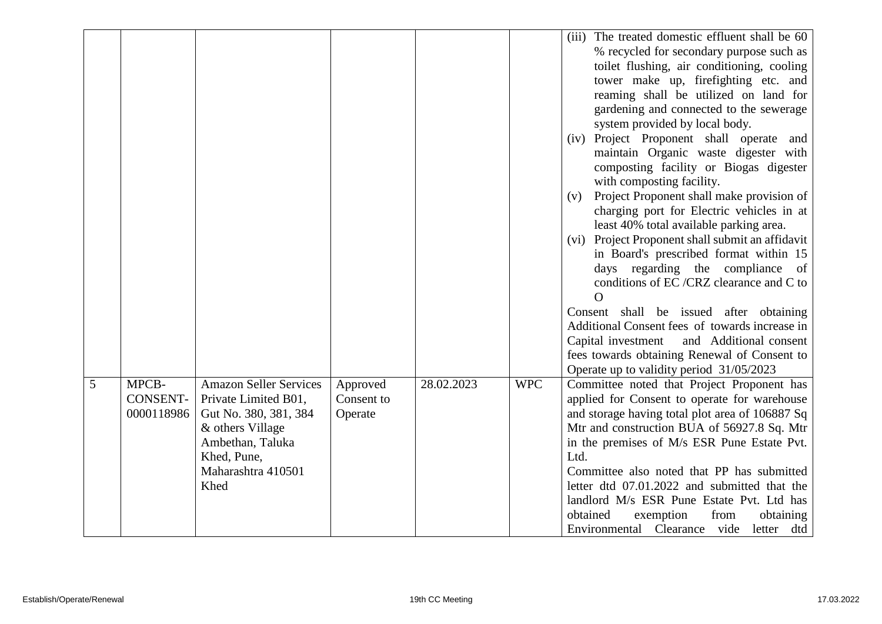| | | | | | | |
|---|---|---|---|---|---|---|
| | | | | | | (iii) The treated domestic effluent shall be 60 % recycled for secondary purpose such as toilet flushing, air conditioning, cooling tower make up, firefighting etc. and reaming shall be utilized on land for gardening and connected to the sewerage system provided by local body.<br>(iv) Project Proponent shall operate and maintain Organic waste digester with composting facility or Biogas digester with composting facility.<br>(v) Project Proponent shall make provision of charging port for Electric vehicles in at least 40% total available parking area.<br>(vi) Project Proponent shall submit an affidavit in Board's prescribed format within 15 days regarding the compliance of conditions of EC /CRZ clearance and C to O<br>Consent shall be issued after obtaining Additional Consent fees of towards increase in Capital investment and Additional consent fees towards obtaining Renewal of Consent to Operate up to validity period 31/05/2023 |
| 5 | MPCB-CONSENT-0000118986 | Amazon Seller Services Private Limited B01, Gut No. 380, 381, 384 & others Village Ambethan, Taluka Khed, Pune, Maharashtra 410501 Khed | Approved Consent to Operate | 28.02.2023 | WPC | Committee noted that Project Proponent has applied for Consent to operate for warehouse and storage having total plot area of 106887 Sq Mtr and construction BUA of 56927.8 Sq. Mtr in the premises of M/s ESR Pune Estate Pvt. Ltd.<br>Committee also noted that PP has submitted letter dtd 07.01.2022 and submitted that the landlord M/s ESR Pune Estate Pvt. Ltd has obtained exemption from obtaining Environmental Clearance vide letter dtd |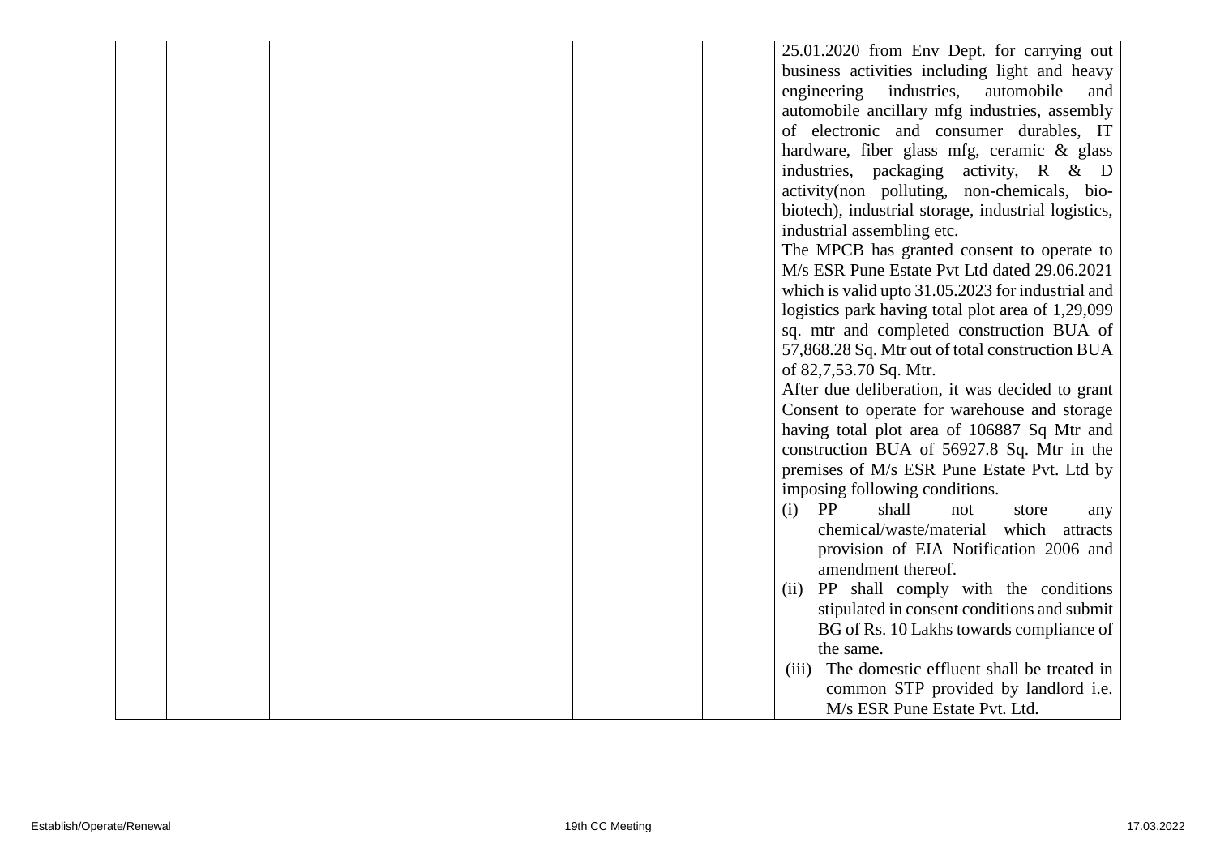|  |  |  |  |  |  | 25.01.2020 from Env Dept. for carrying out business activities including light and heavy engineering industries, automobile and automobile ancillary mfg industries, assembly of electronic and consumer durables, IT hardware, fiber glass mfg, ceramic & glass industries, packaging activity, R & D activity(non polluting, non-chemicals, bio-biotech), industrial storage, industrial logistics, industrial assembling etc.<br>The MPCB has granted consent to operate to M/s ESR Pune Estate Pvt Ltd dated 29.06.2021 which is valid upto 31.05.2023 for industrial and logistics park having total plot area of 1,29,099 sq. mtr and completed construction BUA of 57,868.28 Sq. Mtr out of total construction BUA of 82,7,53.70 Sq. Mtr.<br>After due deliberation, it was decided to grant Consent to operate for warehouse and storage having total plot area of 106887 Sq Mtr and construction BUA of 56927.8 Sq. Mtr in the premises of M/s ESR Pune Estate Pvt. Ltd by imposing following conditions.<br>(i) PP shall not store any chemical/waste/material which attracts provision of EIA Notification 2006 and amendment thereof.<br>(ii) PP shall comply with the conditions stipulated in consent conditions and submit BG of Rs. 10 Lakhs towards compliance of the same.<br>(iii) The domestic effluent shall be treated in common STP provided by landlord i.e. M/s ESR Pune Estate Pvt. Ltd. |
|---|---|---|---|---|---|---|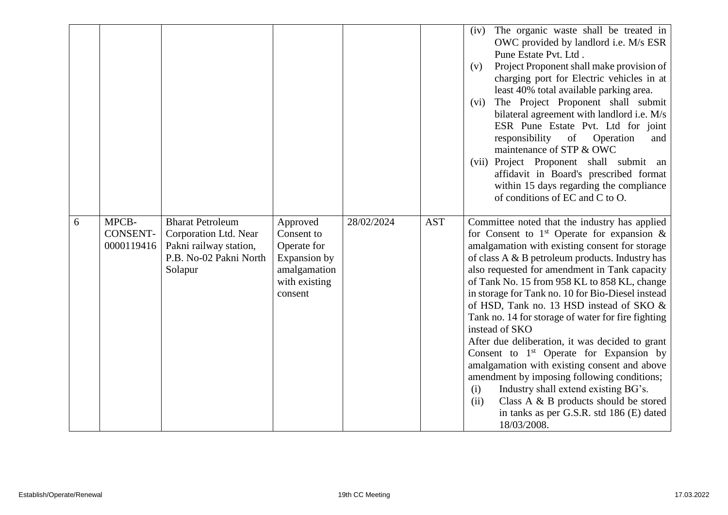| | | | | | | |
|---|---|---|---|---|---|---|
| | | | | | | (iv) The organic waste shall be treated in OWC provided by landlord i.e. M/s ESR Pune Estate Pvt. Ltd .<br>(v) Project Proponent shall make provision of charging port for Electric vehicles in at least 40% total available parking area.<br>(vi) The Project Proponent shall submit bilateral agreement with landlord i.e. M/s ESR Pune Estate Pvt. Ltd for joint responsibility of Operation and maintenance of STP & OWC<br>(vii) Project Proponent shall submit an affidavit in Board's prescribed format within 15 days regarding the compliance of conditions of EC and C to O. |
| 6 | MPCB-CONSENT-0000119416 | Bharat Petroleum Corporation Ltd. Near Pakni railway station, P.B. No-02 Pakni North Solapur | Approved Consent to Operate for Expansion by amalgamation with existing consent | 28/02/2024 | AST | Committee noted that the industry has applied for Consent to 1st Operate for expansion & amalgamation with existing consent for storage of class A & B petroleum products. Industry has also requested for amendment in Tank capacity of Tank No. 15 from 958 KL to 858 KL, change in storage for Tank no. 10 for Bio-Diesel instead of HSD, Tank no. 13 HSD instead of SKO & Tank no. 14 for storage of water for fire fighting instead of SKO<br>After due deliberation, it was decided to grant Consent to 1st Operate for Expansion by amalgamation with existing consent and above amendment by imposing following conditions;<br>(i) Industry shall extend existing BG's.<br>(ii) Class A & B products should be stored in tanks as per G.S.R. std 186 (E) dated 18/03/2008. |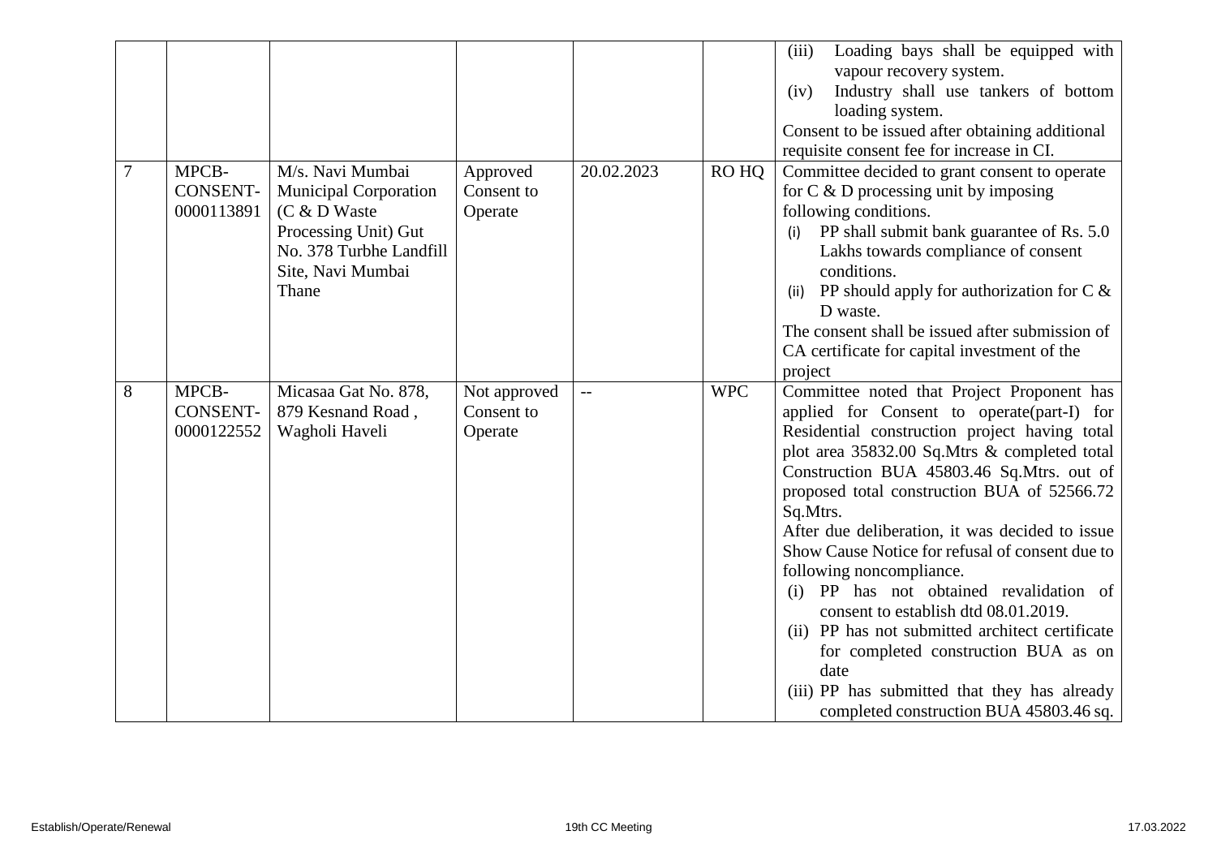| | | | | | | |
|---|---|---|---|---|---|---|
| | | | | | | (iii) Loading bays shall be equipped with vapour recovery system.<br>(iv) Industry shall use tankers of bottom loading system.<br>Consent to be issued after obtaining additional requisite consent fee for increase in CI. |
| 7 | MPCB-CONSENT-0000113891 | M/s. Navi Mumbai Municipal Corporation (C & D Waste Processing Unit) Gut No. 378 Turbhe Landfill Site, Navi Mumbai Thane | Approved Consent to Operate | 20.02.2023 | RO HQ | Committee decided to grant consent to operate for C & D processing unit by imposing following conditions.<br>(i) PP shall submit bank guarantee of Rs. 5.0 Lakhs towards compliance of consent conditions.<br>(ii) PP should apply for authorization for C & D waste.<br>The consent shall be issued after submission of CA certificate for capital investment of the project |
| 8 | MPCB-CONSENT-0000122552 | Micasaa Gat No. 878, 879 Kesnand Road , Wagholi Haveli | Not approved Consent to Operate | -- | WPC | Committee noted that Project Proponent has applied for Consent to operate(part-I) for Residential construction project having total plot area 35832.00 Sq.Mtrs & completed total Construction BUA 45803.46 Sq.Mtrs. out of proposed total construction BUA of 52566.72 Sq.Mtrs.<br>After due deliberation, it was decided to issue Show Cause Notice for refusal of consent due to following noncompliance.<br>(i) PP has not obtained revalidation of consent to establish dtd 08.01.2019.<br>(ii) PP has not submitted architect certificate for completed construction BUA as on date<br>(iii) PP has submitted that they has already completed construction BUA 45803.46 sq. |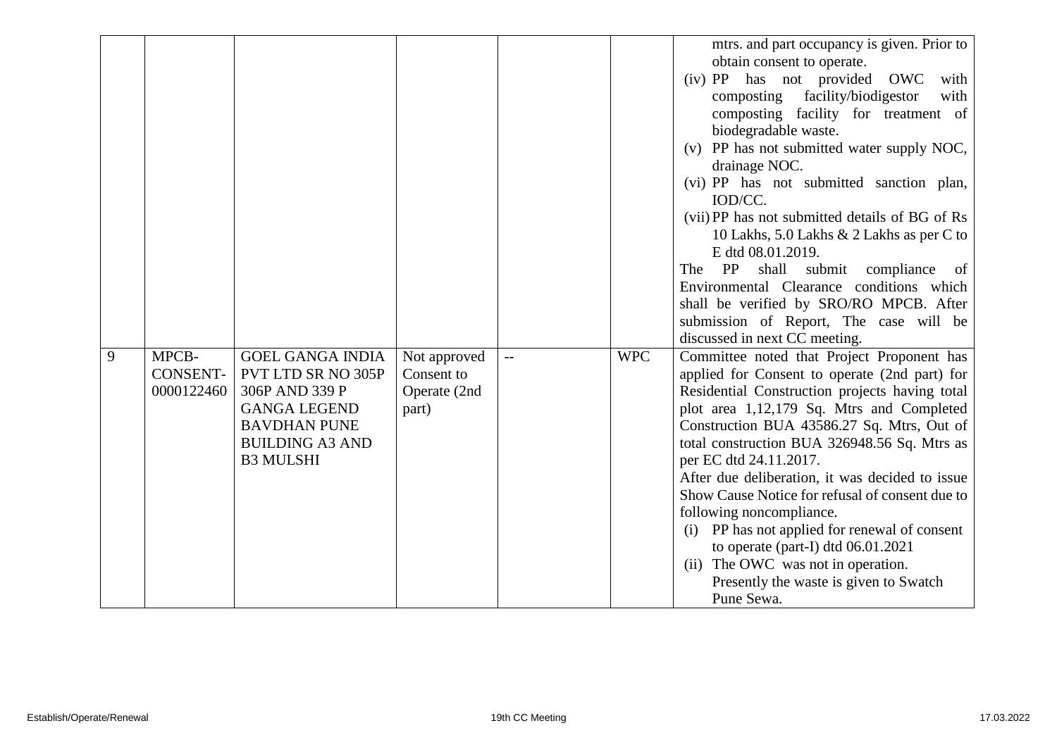| | | | | | | |
|---|---|---|---|---|---|---|
| | | | | | | mtrs. and part occupancy is given. Prior to obtain consent to operate.<br>(iv) PP has not provided OWC with composting facility/biodigestor with composting facility for treatment of biodegradable waste.<br>(v) PP has not submitted water supply NOC, drainage NOC.<br>(vi) PP has not submitted sanction plan, IOD/CC.<br>(vii) PP has not submitted details of BG of Rs 10 Lakhs, 5.0 Lakhs & 2 Lakhs as per C to E dtd 08.01.2019.<br>The PP shall submit compliance of Environmental Clearance conditions which shall be verified by SRO/RO MPCB. After submission of Report, The case will be discussed in next CC meeting. |
| 9 | MPCB-CONSENT-0000122460 | GOEL GANGA INDIA PVT LTD SR NO 305P 306P AND 339 P GANGA LEGEND BAVDHAN PUNE BUILDING A3 AND B3 MULSHI | Not approved Consent to Operate (2nd part) | -- | WPC | Committee noted that Project Proponent has applied for Consent to operate (2nd part) for Residential Construction projects having total plot area 1,12,179 Sq. Mtrs and Completed Construction BUA 43586.27 Sq. Mtrs, Out of total construction BUA 326948.56 Sq. Mtrs as per EC dtd 24.11.2017.<br>After due deliberation, it was decided to issue Show Cause Notice for refusal of consent due to following noncompliance.<br>(i) PP has not applied for renewal of consent to operate (part-I) dtd 06.01.2021<br>(ii) The OWC was not in operation. Presently the waste is given to Swatch Pune Sewa. |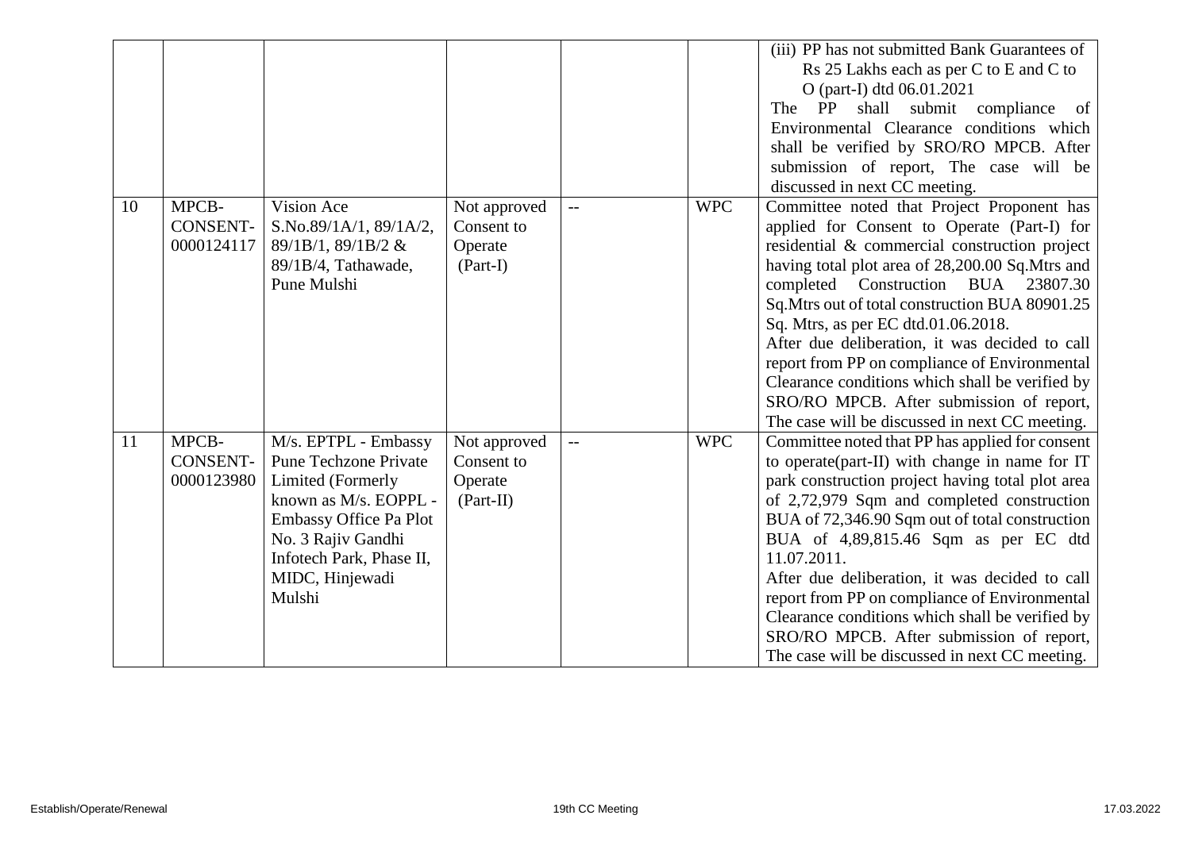| | | | | | | |
|---|---|---|---|---|---|---|
| | | | | | | (iii) PP has not submitted Bank Guarantees of Rs 25 Lakhs each as per C to E and C to O (part-I) dtd 06.01.2021<br>The PP shall submit compliance of Environmental Clearance conditions which shall be verified by SRO/RO MPCB. After submission of report, The case will be discussed in next CC meeting. |
| 10 | MPCB-CONSENT-0000124117 | Vision Ace S.No.89/1A/1, 89/1A/2, 89/1B/1, 89/1B/2 & 89/1B/4, Tathawade, Pune Mulshi | Not approved Consent to Operate (Part-I) | -- | WPC | Committee noted that Project Proponent has applied for Consent to Operate (Part-I) for residential & commercial construction project having total plot area of 28,200.00 Sq.Mtrs and completed Construction BUA 23807.30 Sq.Mtrs out of total construction BUA 80901.25 Sq. Mtrs, as per EC dtd.01.06.2018.<br>After due deliberation, it was decided to call report from PP on compliance of Environmental Clearance conditions which shall be verified by SRO/RO MPCB. After submission of report, The case will be discussed in next CC meeting. |
| 11 | MPCB-CONSENT-0000123980 | M/s. EPTPL - Embassy Pune Techzone Private Limited (Formerly known as M/s. EOPPL - Embassy Office Pa Plot No. 3 Rajiv Gandhi Infotech Park, Phase II, MIDC, Hinjewadi Mulshi | Not approved Consent to Operate (Part-II) | -- | WPC | Committee noted that PP has applied for consent to operate(part-II) with change in name for IT park construction project having total plot area of 2,72,979 Sqm and completed construction BUA of 72,346.90 Sqm out of total construction BUA of 4,89,815.46 Sqm as per EC dtd 11.07.2011.<br>After due deliberation, it was decided to call report from PP on compliance of Environmental Clearance conditions which shall be verified by SRO/RO MPCB. After submission of report, The case will be discussed in next CC meeting. |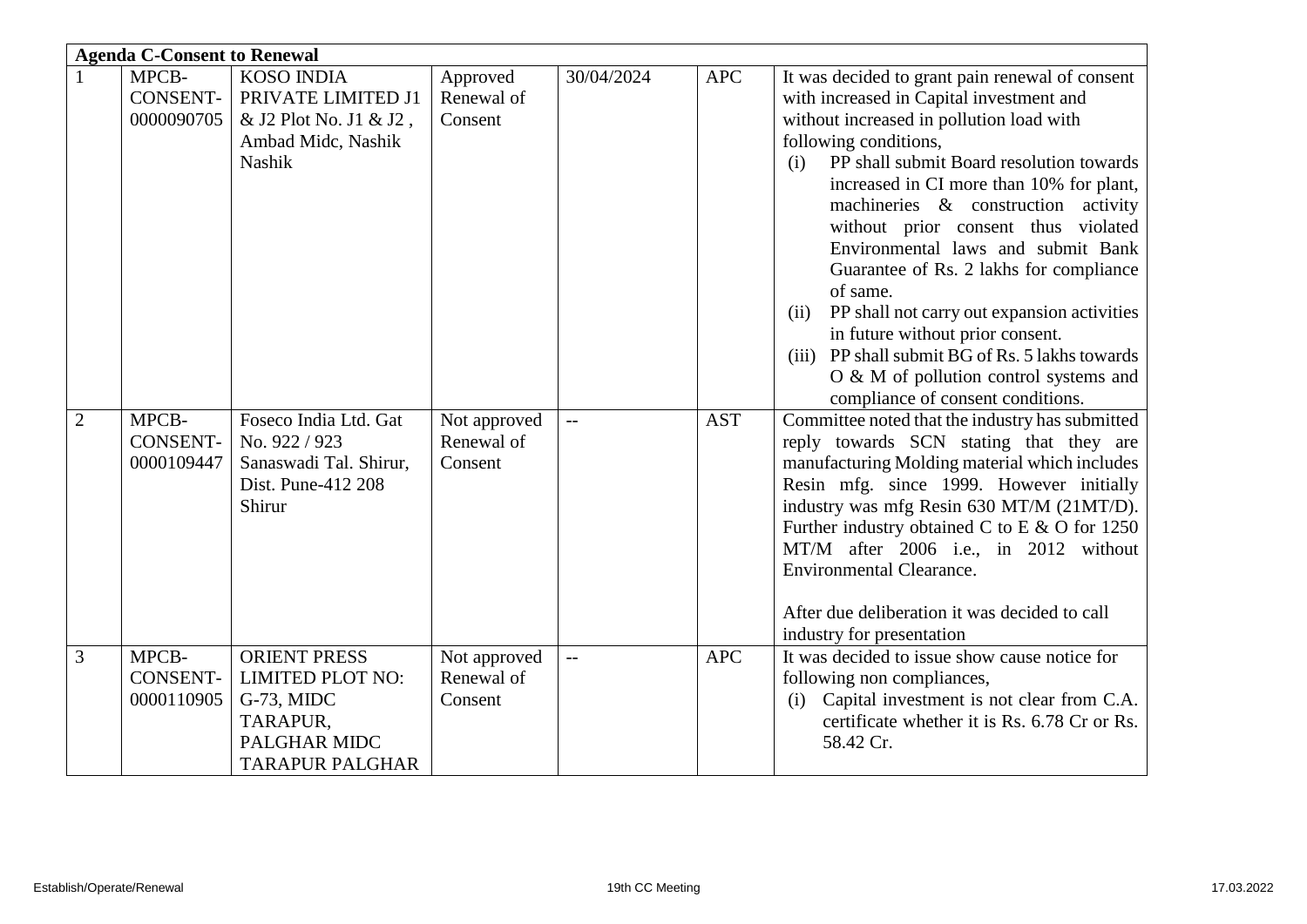| **Agenda C-Consent to Renewal** | | | | | | |
|---|---|---|---|---|---|---|
| 1 | MPCB-CONSENT-0000090705 | KOSO INDIA PRIVATE LIMITED J1 & J2 Plot No. J1 & J2 , Ambad Midc, Nashik Nashik | Approved Renewal of Consent | 30/04/2024 | APC | It was decided to grant pain renewal of consent with increased in Capital investment and without increased in pollution load with following conditions,<br>(i) PP shall submit Board resolution towards increased in CI more than 10% for plant, machineries & construction activity without prior consent thus violated Environmental laws and submit Bank Guarantee of Rs. 2 lakhs for compliance of same.<br>(ii) PP shall not carry out expansion activities in future without prior consent.<br>(iii) PP shall submit BG of Rs. 5 lakhs towards O & M of pollution control systems and compliance of consent conditions. |
| 2 | MPCB-CONSENT-0000109447 | Foseco India Ltd. Gat No. 922 / 923 Sanaswadi Tal. Shirur, Dist. Pune-412 208 Shirur | Not approved Renewal of Consent | -- | AST | Committee noted that the industry has submitted reply towards SCN stating that they are manufacturing Molding material which includes Resin mfg. since 1999. However initially industry was mfg Resin 630 MT/M (21MT/D). Further industry obtained C to E & O for 1250 MT/M after 2006 i.e., in 2012 without Environmental Clearance.<br><br>After due deliberation it was decided to call industry for presentation |
| 3 | MPCB-CONSENT-0000110905 | ORIENT PRESS LIMITED PLOT NO: G-73, MIDC TARAPUR, PALGHAR MIDC TARAPUR PALGHAR | Not approved Renewal of Consent | -- | APC | It was decided to issue show cause notice for following non compliances,<br>(i) Capital investment is not clear from C.A. certificate whether it is Rs. 6.78 Cr or Rs. 58.42 Cr. |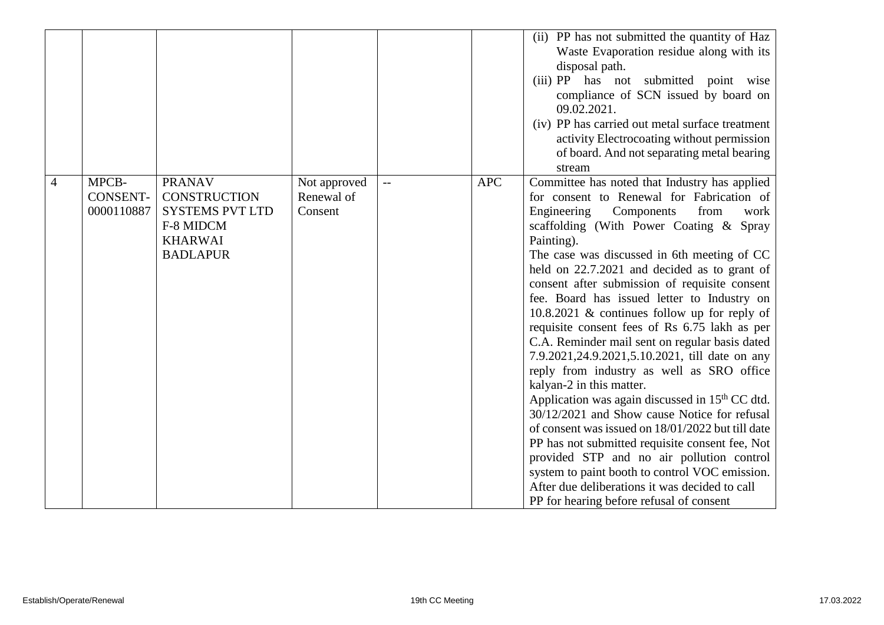| | | | | | | |
|---|---|---|---|---|---|---|
| | | | | | | (ii) PP has not submitted the quantity of Haz Waste Evaporation residue along with its disposal path.<br>(iii) PP has not submitted point wise compliance of SCN issued by board on 09.02.2021.<br>(iv) PP has carried out metal surface treatment activity Electrocoating without permission of board. And not separating metal bearing stream |
| 4 | MPCB-CONSENT-0000110887 | PRANAV CONSTRUCTION SYSTEMS PVT LTD F-8 MIDCM KHARWAI BADLAPUR | Not approved Renewal of Consent | -- | APC | Committee has noted that Industry has applied for consent to Renewal for Fabrication of Engineering Components from work scaffolding (With Power Coating & Spray Painting).<br>The case was discussed in 6th meeting of CC held on 22.7.2021 and decided as to grant of consent after submission of requisite consent fee. Board has issued letter to Industry on 10.8.2021 & continues follow up for reply of requisite consent fees of Rs 6.75 lakh as per C.A. Reminder mail sent on regular basis dated 7.9.2021,24.9.2021,5.10.2021, till date on any reply from industry as well as SRO office kalyan-2 in this matter.<br>Application was again discussed in 15th CC dtd. 30/12/2021 and Show cause Notice for refusal of consent was issued on 18/01/2022 but till date PP has not submitted requisite consent fee, Not provided STP and no air pollution control system to paint booth to control VOC emission. After due deliberations it was decided to call PP for hearing before refusal of consent |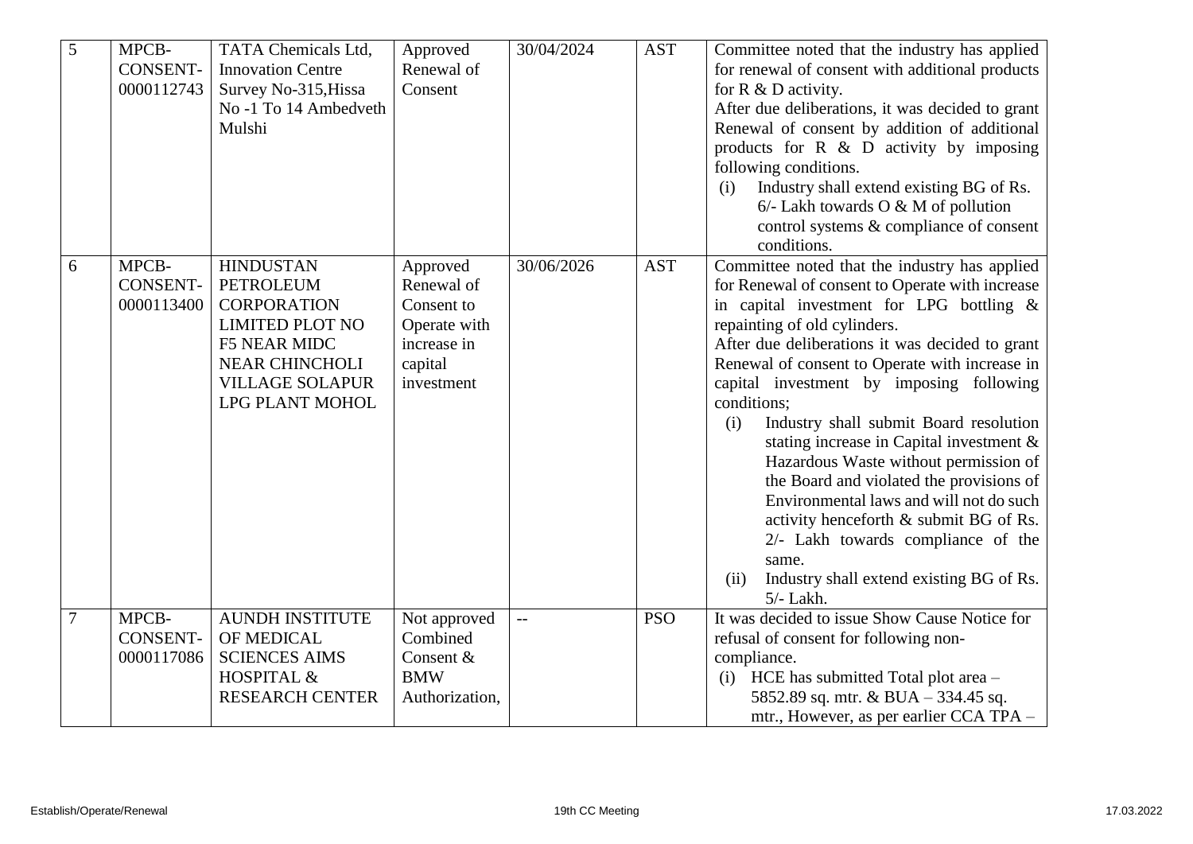| 5 | MPCB-CONSENT-0000112743 | TATA Chemicals Ltd, Innovation Centre Survey No-315,Hissa No -1 To 14 Ambedveth Mulshi | Approved Renewal of Consent | 30/04/2024 | AST | Committee noted that the industry has applied for renewal of consent with additional products for R & D activity.<br>After due deliberations, it was decided to grant Renewal of consent by addition of additional products for R & D activity by imposing following conditions.<br>(i) Industry shall extend existing BG of Rs. 6/- Lakh towards O & M of pollution control systems & compliance of consent conditions. |
|---|---|---|---|---|---|---|
| 6 | MPCB-CONSENT-0000113400 | HINDUSTAN PETROLEUM CORPORATION LIMITED PLOT NO F5 NEAR MIDC NEAR CHINCHOLI VILLAGE SOLAPUR LPG PLANT MOHOL | Approved Renewal of Consent to Operate with increase in capital investment | 30/06/2026 | AST | Committee noted that the industry has applied for Renewal of consent to Operate with increase in capital investment for LPG bottling & repainting of old cylinders.<br>After due deliberations it was decided to grant Renewal of consent to Operate with increase in capital investment by imposing following conditions;<br>(i) Industry shall submit Board resolution stating increase in Capital investment & Hazardous Waste without permission of the Board and violated the provisions of Environmental laws and will not do such activity henceforth & submit BG of Rs. 2/- Lakh towards compliance of the same.<br>(ii) Industry shall extend existing BG of Rs. 5/- Lakh. |
| 7 | MPCB-CONSENT-0000117086 | AUNDH INSTITUTE OF MEDICAL SCIENCES AIMS HOSPITAL & RESEARCH CENTER | Not approved Combined Consent & BMW Authorization, | -- | PSO | It was decided to issue Show Cause Notice for refusal of consent for following non-compliance.<br>(i) HCE has submitted Total plot area – 5852.89 sq. mtr. & BUA – 334.45 sq. mtr., However, as per earlier CCA TPA – |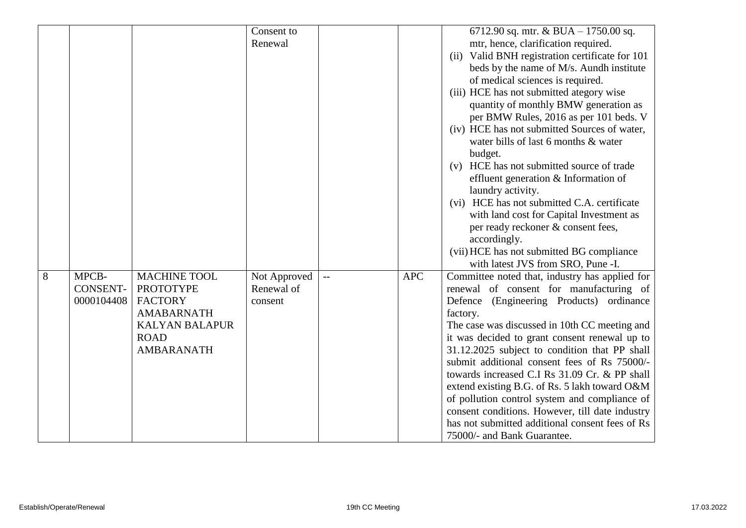|  |  |  | Consent to Renewal |  |  | 6712.90 sq. mtr. & BUA – 1750.00 sq. mtr, hence, clarification required.<br>(ii) Valid BNH registration certificate for 101 beds by the name of M/s. Aundh institute of medical sciences is required.<br>(iii) HCE has not submitted ategory wise quantity of monthly BMW generation as per BMW Rules, 2016 as per 101 beds. V<br>(iv) HCE has not submitted Sources of water, water bills of last 6 months & water budget.<br>(v) HCE has not submitted source of trade effluent generation & Information of laundry activity.<br>(vi) HCE has not submitted C.A. certificate with land cost for Capital Investment as per ready reckoner & consent fees, accordingly.<br>(vii) HCE has not submitted BG compliance with latest JVS from SRO, Pune -I. |
|---|---|---|---|---|---|---|
| 8 | MPCB-CONSENT-0000104408 | MACHINE TOOL PROTOTYPE FACTORY AMABARNATH KALYAN BALAPUR ROAD AMBARANATH | Not Approved Renewal of consent | -- | APC | Committee noted that, industry has applied for renewal of consent for manufacturing of Defence (Engineering Products) ordinance factory.<br>The case was discussed in 10th CC meeting and it was decided to grant consent renewal up to 31.12.2025 subject to condition that PP shall submit additional consent fees of Rs 75000/- towards increased C.I Rs 31.09 Cr. & PP shall extend existing B.G. of Rs. 5 lakh toward O&M of pollution control system and compliance of consent conditions. However, till date industry has not submitted additional consent fees of Rs 75000/- and Bank Guarantee. |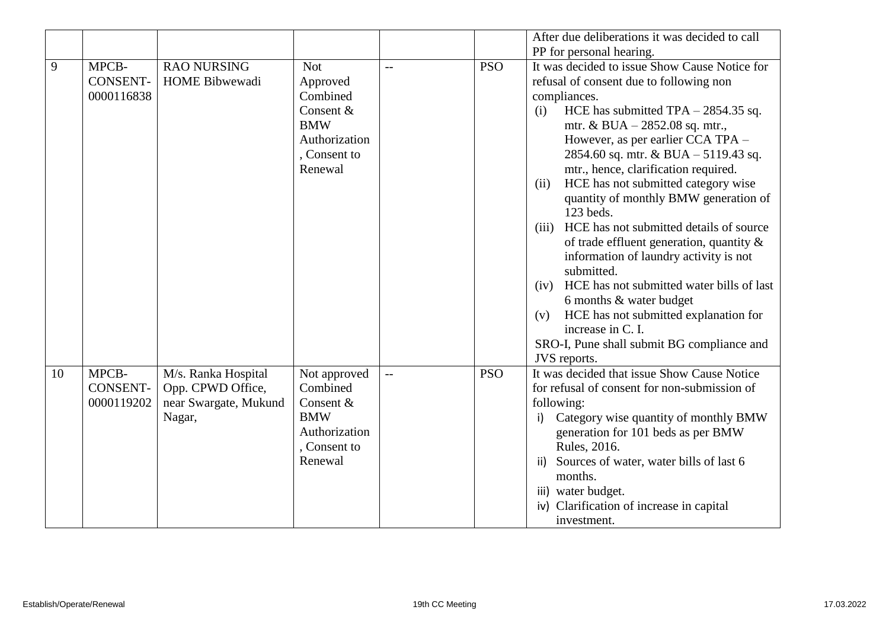| | | | | | | |
|---|---|---|---|---|---|---|
| | | | | | | After due deliberations it was decided to call PP for personal hearing. |
| 9 | MPCB-CONSENT-0000116838 | RAO NURSING HOME Bibwewadi | Not Approved Combined Consent & BMW Authorization, Consent to Renewal | -- | PSO | It was decided to issue Show Cause Notice for refusal of consent due to following non compliances.<br>(i) HCE has submitted TPA – 2854.35 sq. mtr. & BUA – 2852.08 sq. mtr., However, as per earlier CCA TPA – 2854.60 sq. mtr. & BUA – 5119.43 sq. mtr., hence, clarification required.<br>(ii) HCE has not submitted category wise quantity of monthly BMW generation of 123 beds.<br>(iii) HCE has not submitted details of source of trade effluent generation, quantity & information of laundry activity is not submitted.<br>(iv) HCE has not submitted water bills of last 6 months & water budget<br>(v) HCE has not submitted explanation for increase in C. I.<br>SRO-I, Pune shall submit BG compliance and JVS reports. |
| 10 | MPCB-CONSENT-0000119202 | M/s. Ranka Hospital Opp. CPWD Office, near Swargate, Mukund Nagar, | Not approved Combined Consent & BMW Authorization, Consent to Renewal | -- | PSO | It was decided that issue Show Cause Notice for refusal of consent for non-submission of following:<br>i) Category wise quantity of monthly BMW generation for 101 beds as per BMW Rules, 2016.<br>ii) Sources of water, water bills of last 6 months.<br>iii) water budget.<br>iv) Clarification of increase in capital investment. |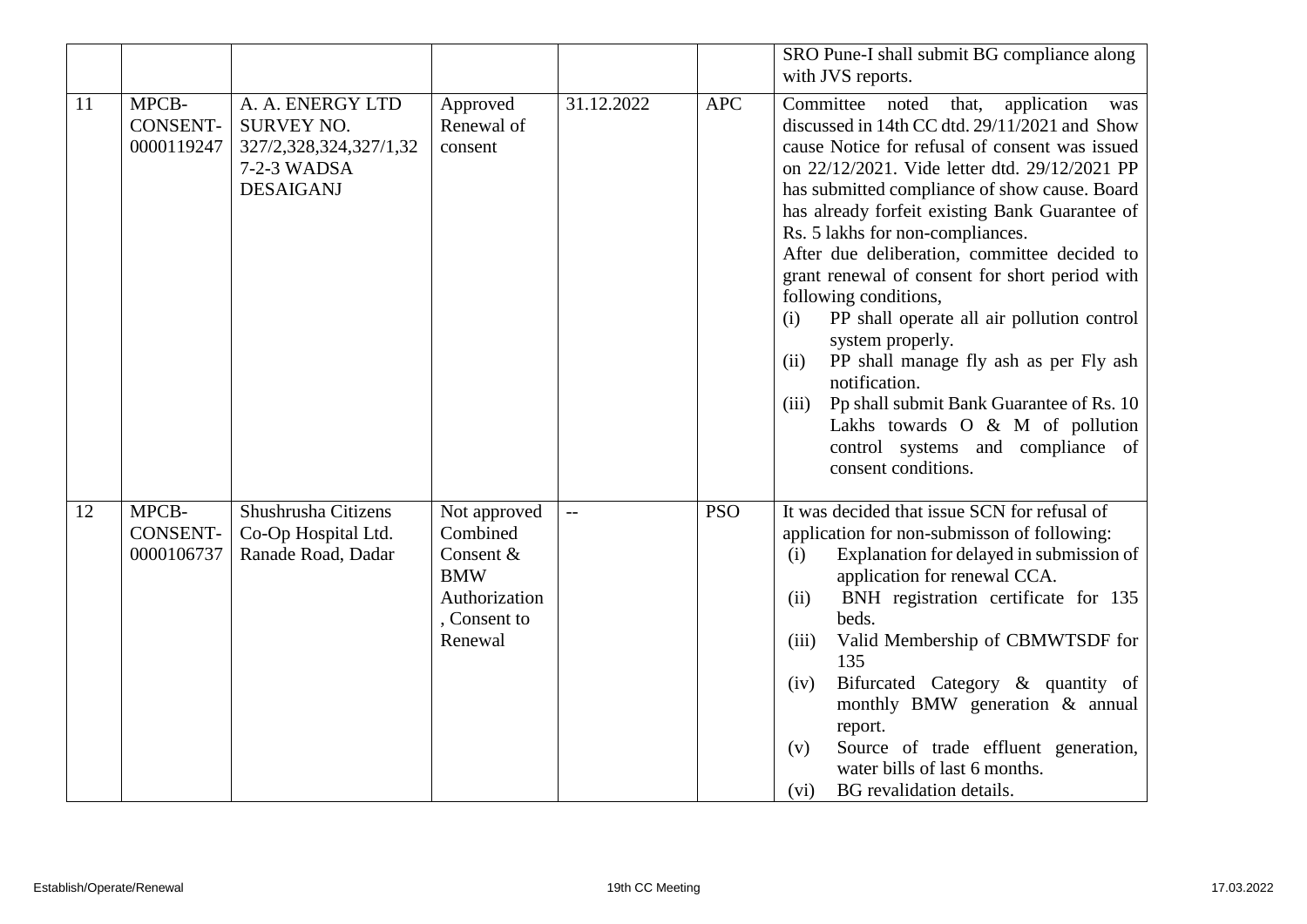| | | | | | | SRO Pune-I shall submit BG compliance along with JVS reports. |
|---|---|---|---|---|---|---|
| 11 | MPCB-CONSENT-0000119247 | A. A. ENERGY LTD SURVEY NO. 327/2,328,324,327/1,327-2-3 WADSA DESAIGANJ | Approved Renewal of consent | 31.12.2022 | APC | Committee noted that, application was discussed in 14th CC dtd. 29/11/2021 and Show cause Notice for refusal of consent was issued on 22/12/2021. Vide letter dtd. 29/12/2021 PP has submitted compliance of show cause. Board has already forfeit existing Bank Guarantee of Rs. 5 lakhs for non-compliances.<br>After due deliberation, committee decided to grant renewal of consent for short period with following conditions,<br>(i) PP shall operate all air pollution control system properly.<br>(ii) PP shall manage fly ash as per Fly ash notification.<br>(iii) Pp shall submit Bank Guarantee of Rs. 10 Lakhs towards O & M of pollution control systems and compliance of consent conditions. |
| 12 | MPCB-CONSENT-0000106737 | Shushrusha Citizens Co-Op Hospital Ltd. Ranade Road, Dadar | Not approved Combined Consent & BMW Authorization, Consent to Renewal | -- | PSO | It was decided that issue SCN for refusal of application for non-submisson of following:<br>(i) Explanation for delayed in submission of application for renewal CCA.<br>(ii) BNH registration certificate for 135 beds.<br>(iii) Valid Membership of CBMWTSDF for 135<br>(iv) Bifurcated Category & quantity of monthly BMW generation & annual report.<br>(v) Source of trade effluent generation, water bills of last 6 months.<br>(vi) BG revalidation details. |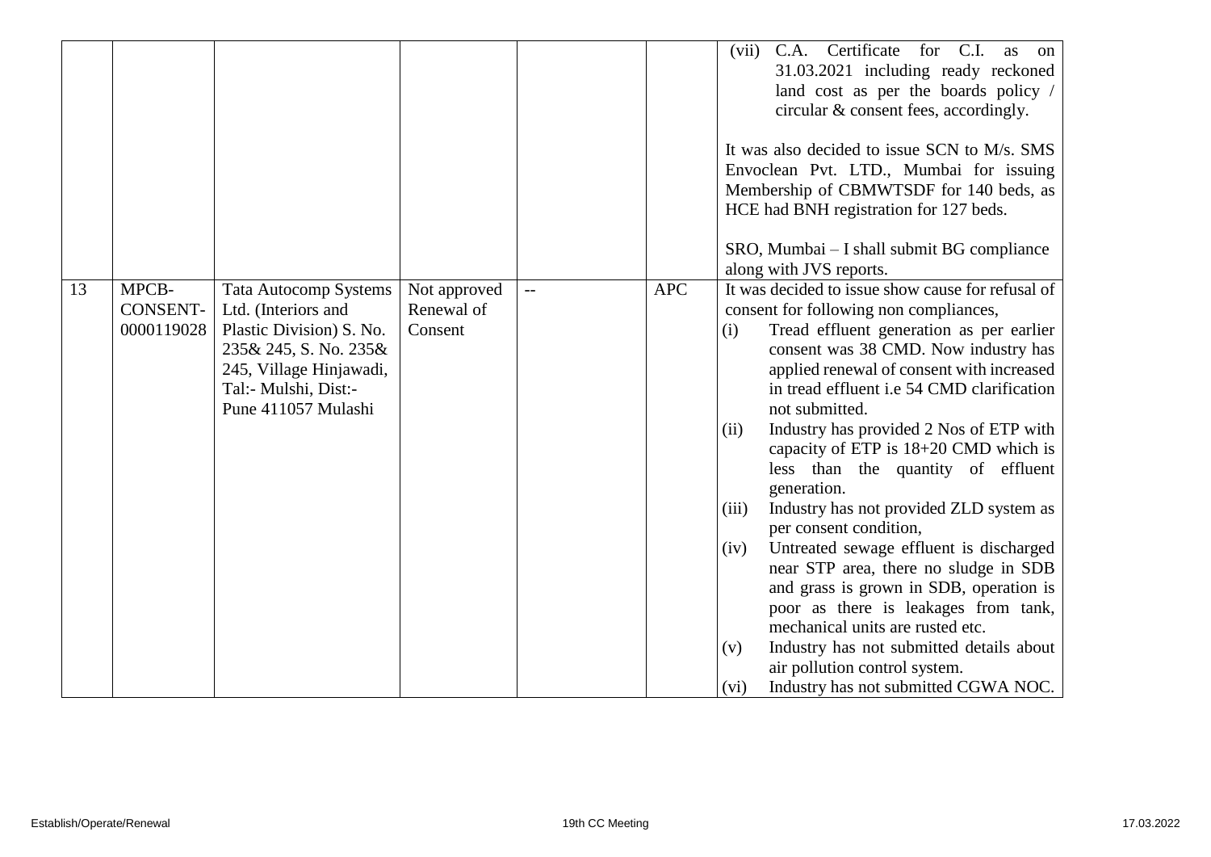| | | | | | | |
|---|---|---|---|---|---|---|
| | | | | | | (vii) C.A. Certificate for C.I. as on 31.03.2021 including ready reckoned land cost as per the boards policy / circular & consent fees, accordingly.<br><br>It was also decided to issue SCN to M/s. SMS Envoclean Pvt. LTD., Mumbai for issuing Membership of CBMWTSDF for 140 beds, as HCE had BNH registration for 127 beds.<br><br>SRO, Mumbai – I shall submit BG compliance along with JVS reports. |
| 13 | MPCB-CONSENT-0000119028 | Tata Autocomp Systems Ltd. (Interiors and Plastic Division) S. No. 235& 245, S. No. 235& 245, Village Hinjawadi, Tal:- Mulshi, Dist:- Pune 411057 Mulashi | Not approved Renewal of Consent | -- | APC | It was decided to issue show cause for refusal of consent for following non compliances,<br>(i) Tread effluent generation as per earlier consent was 38 CMD. Now industry has applied renewal of consent with increased in tread effluent i.e 54 CMD clarification not submitted.<br>(ii) Industry has provided 2 Nos of ETP with capacity of ETP is 18+20 CMD which is less than the quantity of effluent generation.<br>(iii) Industry has not provided ZLD system as per consent condition,<br>(iv) Untreated sewage effluent is discharged near STP area, there no sludge in SDB and grass is grown in SDB, operation is poor as there is leakages from tank, mechanical units are rusted etc.<br>(v) Industry has not submitted details about air pollution control system.<br>(vi) Industry has not submitted CGWA NOC. |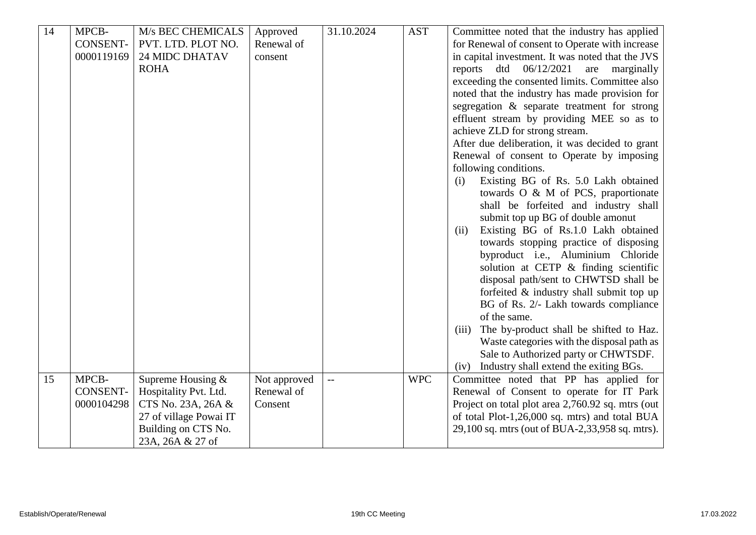| 14 | MPCB-CONSENT-0000119169 | M/s BEC CHEMICALS PVT. LTD. PLOT NO. 24 MIDC DHATAV ROHA | Approved Renewal of consent | 31.10.2024 | AST | Committee noted that the industry has applied for Renewal of consent to Operate with increase in capital investment. It was noted that the JVS reports dtd 06/12/2021 are marginally exceeding the consented limits. Committee also noted that the industry has made provision for segregation & separate treatment for strong effluent stream by providing MEE so as to achieve ZLD for strong stream.<br>After due deliberation, it was decided to grant Renewal of consent to Operate by imposing following conditions.<br>(i) Existing BG of Rs. 5.0 Lakh obtained towards O & M of PCS, praportionate shall be forfeited and industry shall submit top up BG of double amonut<br>(ii) Existing BG of Rs.1.0 Lakh obtained towards stopping practice of disposing byproduct i.e., Aluminium Chloride solution at CETP & finding scientific disposal path/sent to CHWTSD shall be forfeited & industry shall submit top up BG of Rs. 2/- Lakh towards compliance of the same.<br>(iii) The by-product shall be shifted to Haz. Waste categories with the disposal path as Sale to Authorized party or CHWTSDF.<br>(iv) Industry shall extend the exiting BGs. |
|---|---|---|---|---|---|---|
| 15 | MPCB-CONSENT-0000104298 | Supreme Housing & Hospitality Pvt. Ltd. CTS No. 23A, 26A & 27 of village Powai IT Building on CTS No. 23A, 26A & 27 of | Not approved Renewal of Consent | -- | WPC | Committee noted that PP has applied for Renewal of Consent to operate for IT Park Project on total plot area 2,760.92 sq. mtrs (out of total Plot-1,26,000 sq. mtrs) and total BUA 29,100 sq. mtrs (out of BUA-2,33,958 sq. mtrs). |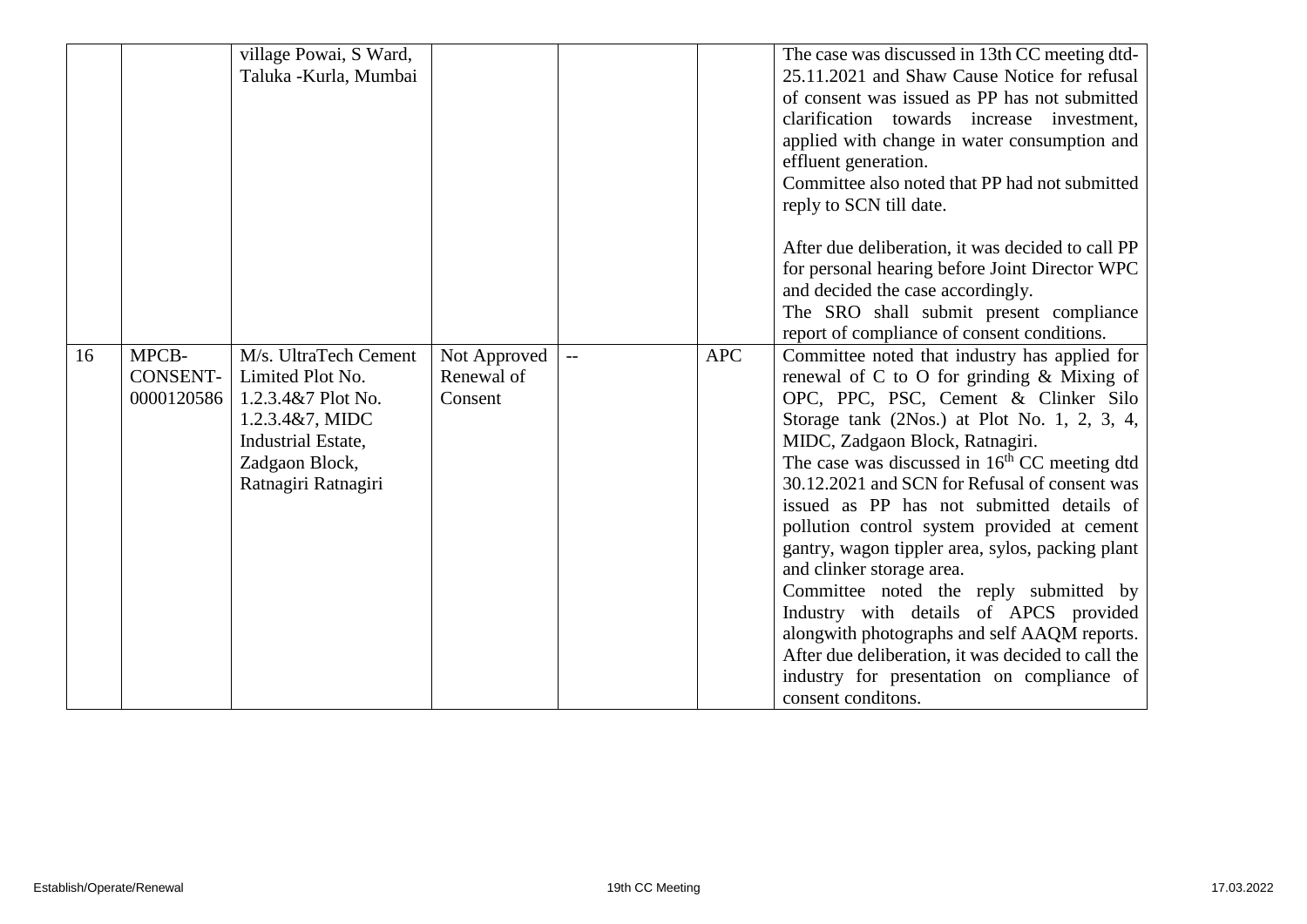| | | | | | | |
|---|---|---|---|---|---|---|
| | | village Powai, S Ward, Taluka -Kurla, Mumbai | | | | The case was discussed in 13th CC meeting dtd-25.11.2021 and Shaw Cause Notice for refusal of consent was issued as PP has not submitted clarification towards increase investment, applied with change in water consumption and effluent generation.<br>Committee also noted that PP had not submitted reply to SCN till date.<br><br>After due deliberation, it was decided to call PP for personal hearing before Joint Director WPC and decided the case accordingly.<br>The SRO shall submit present compliance report of compliance of consent conditions. |
| 16 | MPCB-CONSENT-0000120586 | M/s. UltraTech Cement Limited Plot No. 1.2.3.4&7 Plot No. 1.2.3.4&7, MIDC Industrial Estate, Zadgaon Block, Ratnagiri Ratnagiri | Not Approved Renewal of Consent | -- | APC | Committee noted that industry has applied for renewal of C to O for grinding & Mixing of OPC, PPC, PSC, Cement & Clinker Silo Storage tank (2Nos.) at Plot No. 1, 2, 3, 4, MIDC, Zadgaon Block, Ratnagiri.<br>The case was discussed in 16th CC meeting dtd 30.12.2021 and SCN for Refusal of consent was issued as PP has not submitted details of pollution control system provided at cement gantry, wagon tippler area, sylos, packing plant and clinker storage area.<br>Committee noted the reply submitted by Industry with details of APCS provided alongwith photographs and self AAQM reports.<br>After due deliberation, it was decided to call the industry for presentation on compliance of consent conditons. |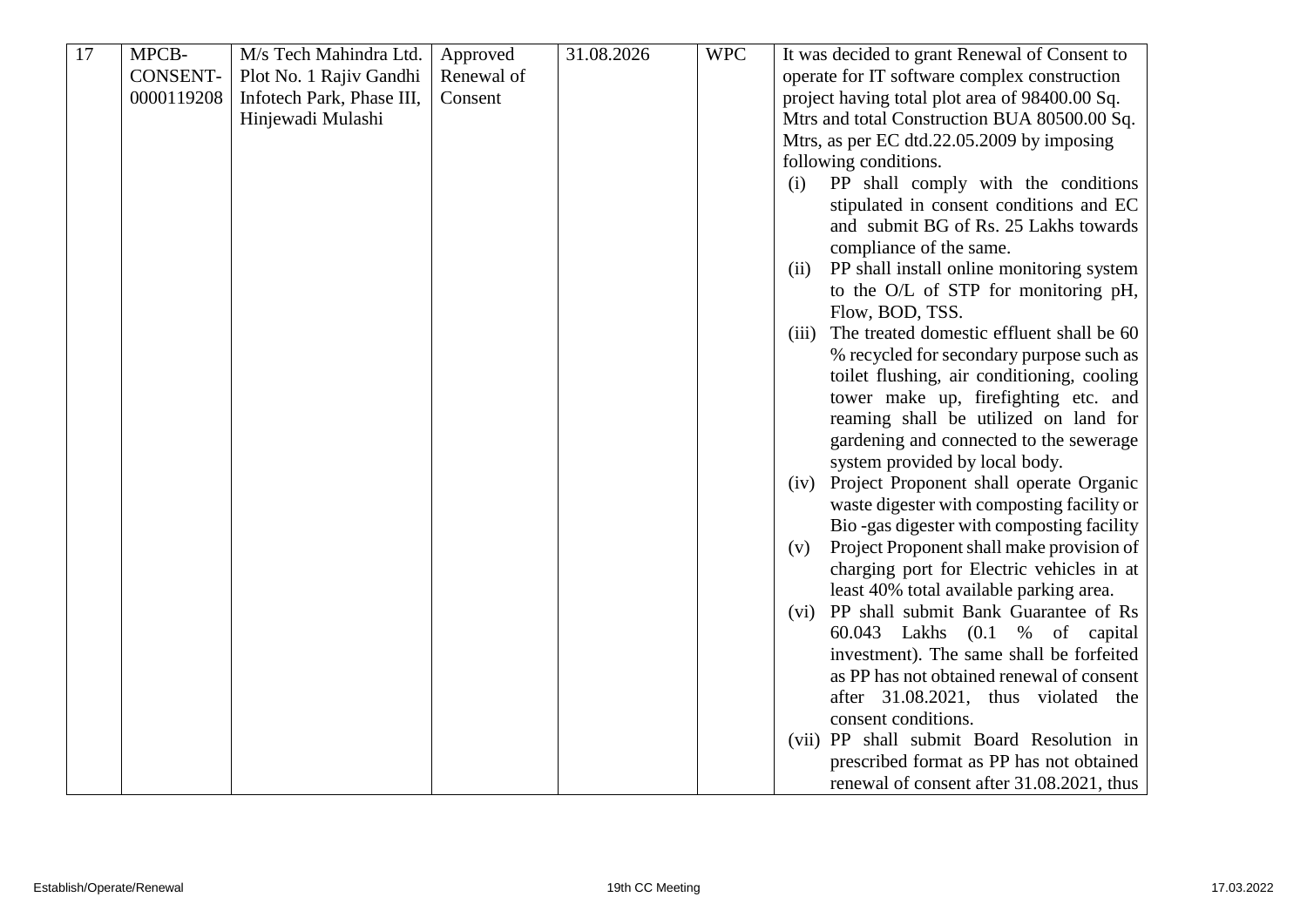| 17 | MPCB-CONSENT-0000119208 | M/s Tech Mahindra Ltd. Plot No. 1 Rajiv Gandhi Infotech Park, Phase III, Hinjewadi Mulashi | Approved Renewal of Consent | 31.08.2026 | WPC | It was decided to grant Renewal of Consent to operate for IT software complex construction project having total plot area of 98400.00 Sq. Mtrs and total Construction BUA 80500.00 Sq. Mtrs, as per EC dtd.22.05.2009 by imposing following conditions.<br>(i) PP shall comply with the conditions stipulated in consent conditions and EC and submit BG of Rs. 25 Lakhs towards compliance of the same.<br>(ii) PP shall install online monitoring system to the O/L of STP for monitoring pH, Flow, BOD, TSS.<br>(iii) The treated domestic effluent shall be 60 % recycled for secondary purpose such as toilet flushing, air conditioning, cooling tower make up, firefighting etc. and reaming shall be utilized on land for gardening and connected to the sewerage system provided by local body.<br>(iv) Project Proponent shall operate Organic waste digester with composting facility or Bio -gas digester with composting facility<br>(v) Project Proponent shall make provision of charging port for Electric vehicles in at least 40% total available parking area.<br>(vi) PP shall submit Bank Guarantee of Rs 60.043 Lakhs (0.1 % of capital investment). The same shall be forfeited as PP has not obtained renewal of consent after 31.08.2021, thus violated the consent conditions.<br>(vii) PP shall submit Board Resolution in prescribed format as PP has not obtained renewal of consent after 31.08.2021, thus |
|---|---|---|---|---|---|---|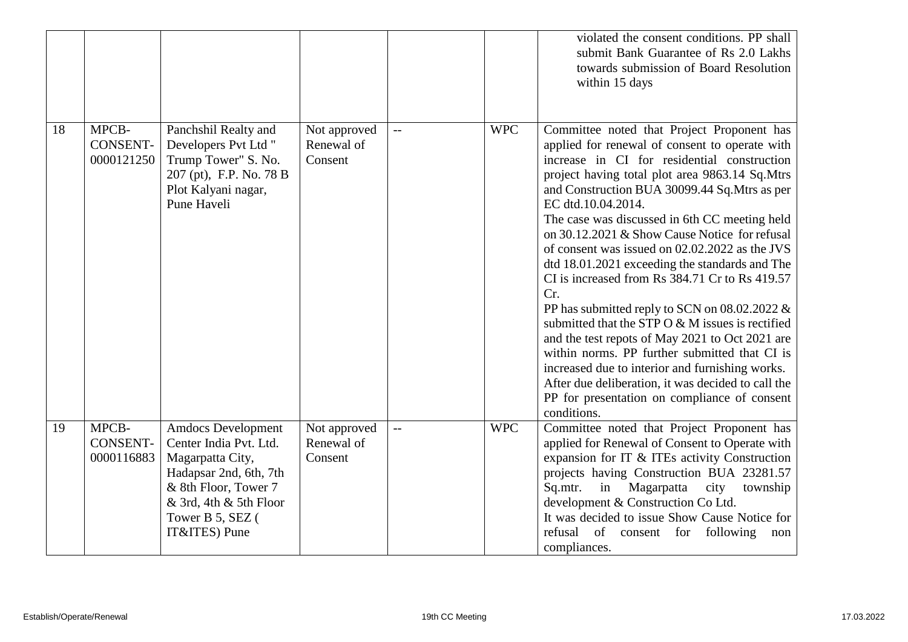| | | | | | | |
|---|---|---|---|---|---|---|
| | | | | | | violated the consent conditions. PP shall submit Bank Guarantee of Rs 2.0 Lakhs towards submission of Board Resolution within 15 days |
| 18 | MPCB-CONSENT-0000121250 | Panchshil Realty and Developers Pvt Ltd " Trump Tower" S. No. 207 (pt), F.P. No. 78 B Plot Kalyani nagar, Pune Haveli | Not approved Renewal of Consent | -- | WPC | Committee noted that Project Proponent has applied for renewal of consent to operate with increase in CI for residential construction project having total plot area 9863.14 Sq.Mtrs and Construction BUA 30099.44 Sq.Mtrs as per EC dtd.10.04.2014.<br>The case was discussed in 6th CC meeting held on 30.12.2021 & Show Cause Notice for refusal of consent was issued on 02.02.2022 as the JVS dtd 18.01.2021 exceeding the standards and The CI is increased from Rs 384.71 Cr to Rs 419.57 Cr.<br>PP has submitted reply to SCN on 08.02.2022 & submitted that the STP O & M issues is rectified and the test repots of May 2021 to Oct 2021 are within norms. PP further submitted that CI is increased due to interior and furnishing works.<br>After due deliberation, it was decided to call the PP for presentation on compliance of consent conditions. |
| 19 | MPCB-CONSENT-0000116883 | Amdocs Development Center India Pvt. Ltd. Magarpatta City, Hadapsar 2nd, 6th, 7th & 8th Floor, Tower 7 & 3rd, 4th & 5th Floor Tower B 5, SEZ ( IT&ITES) Pune | Not approved Renewal of Consent | -- | WPC | Committee noted that Project Proponent has applied for Renewal of Consent to Operate with expansion for IT & ITEs activity Construction projects having Construction BUA 23281.57 Sq.mtr. in Magarpatta city township development & Construction Co Ltd.<br>It was decided to issue Show Cause Notice for refusal of consent for following non compliances. |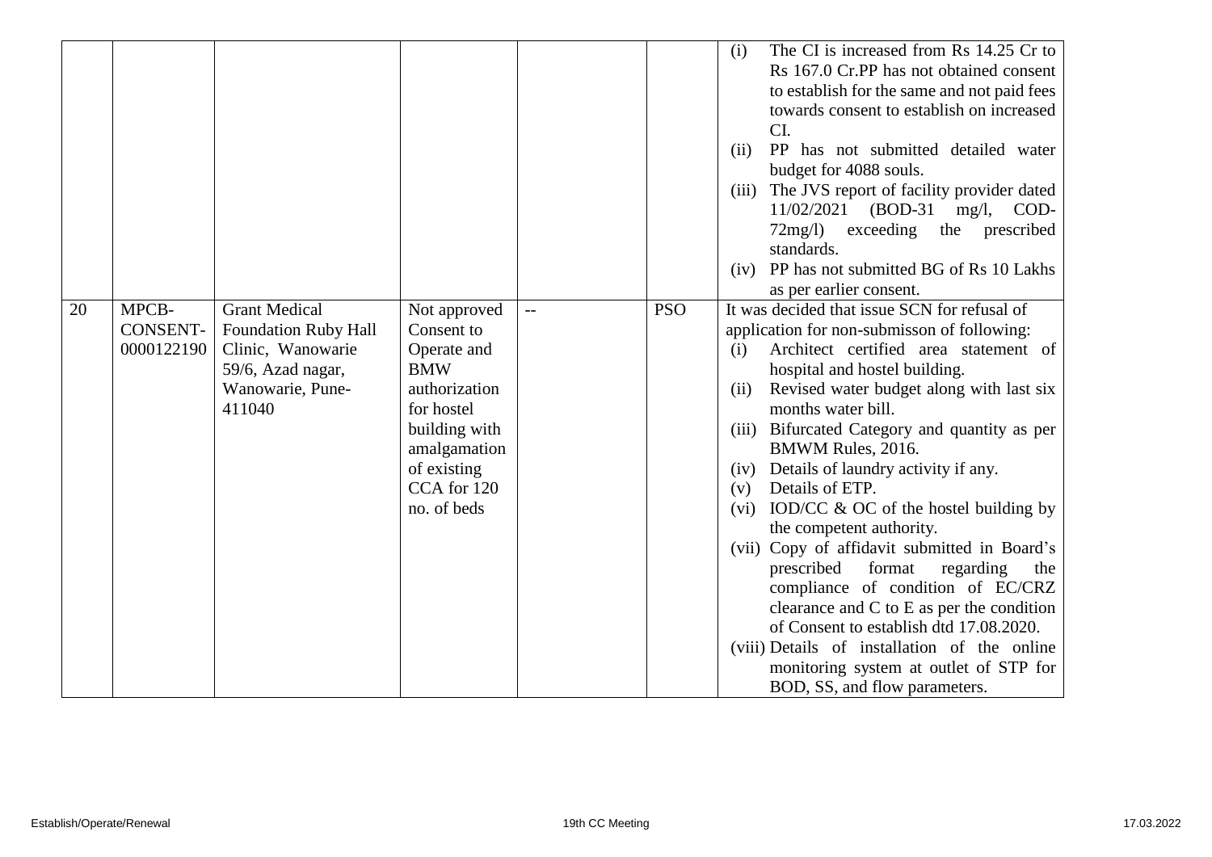| | | | | | | |
|---|---|---|---|---|---|---|
| | | | | | | (i) The CI is increased from Rs 14.25 Cr to Rs 167.0 Cr.PP has not obtained consent to establish for the same and not paid fees towards consent to establish on increased CI.<br>(ii) PP has not submitted detailed water budget for 4088 souls.<br>(iii) The JVS report of facility provider dated 11/02/2021 (BOD-31 mg/l, COD-72mg/l) exceeding the prescribed standards.<br>(iv) PP has not submitted BG of Rs 10 Lakhs as per earlier consent. |
| 20 | MPCB-CONSENT-0000122190 | Grant Medical Foundation Ruby Hall Clinic, Wanowarie 59/6, Azad nagar, Wanowarie, Pune-411040 | Not approved Consent to Operate and BMW authorization for hostel building with amalgamation of existing CCA for 120 no. of beds | -- | PSO | It was decided that issue SCN for refusal of application for non-submisson of following:<br>(i) Architect certified area statement of hospital and hostel building.<br>(ii) Revised water budget along with last six months water bill.<br>(iii) Bifurcated Category and quantity as per BMWM Rules, 2016.<br>(iv) Details of laundry activity if any.<br>(v) Details of ETP.<br>(vi) IOD/CC & OC of the hostel building by the competent authority.<br>(vii) Copy of affidavit submitted in Board's prescribed format regarding the compliance of condition of EC/CRZ clearance and C to E as per the condition of Consent to establish dtd 17.08.2020.<br>(viii) Details of installation of the online monitoring system at outlet of STP for BOD, SS, and flow parameters. |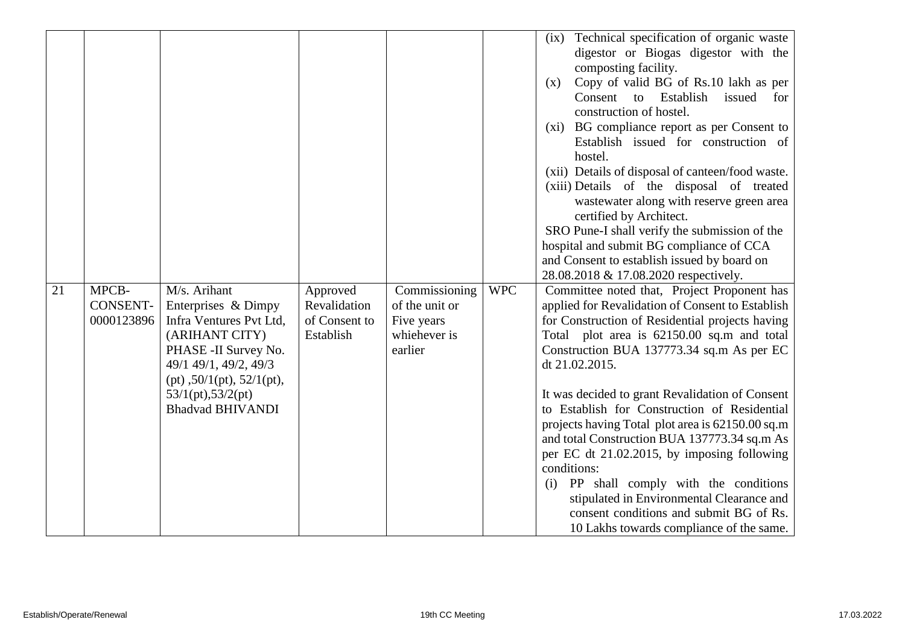| | | | | | | |
|---|---|---|---|---|---|---|
| | | | | | | (ix) Technical specification of organic waste digestor or Biogas digestor with the composting facility.<br>(x) Copy of valid BG of Rs.10 lakh as per Consent to Establish issued for construction of hostel.<br>(xi) BG compliance report as per Consent to Establish issued for construction of hostel.<br>(xii) Details of disposal of canteen/food waste.<br>(xiii) Details of the disposal of treated wastewater along with reserve green area certified by Architect.<br>SRO Pune-I shall verify the submission of the hospital and submit BG compliance of CCA and Consent to establish issued by board on 28.08.2018 & 17.08.2020 respectively. |
| 21 | MPCB-CONSENT-0000123896 | M/s. Arihant Enterprises & Dimpy Infra Ventures Pvt Ltd, (ARIHANT CITY) PHASE -II Survey No. 49/1 49/1, 49/2, 49/3 (pt) ,50/1(pt), 52/1(pt), 53/1(pt),53/2(pt) Bhadvad BHIVANDI | Approved Revalidation of Consent to Establish | Commissioning of the unit or Five years whiehever is earlier | WPC | Committee noted that, Project Proponent has applied for Revalidation of Consent to Establish for Construction of Residential projects having Total plot area is 62150.00 sq.m and total Construction BUA 137773.34 sq.m As per EC dt 21.02.2015.<br><br>It was decided to grant Revalidation of Consent to Establish for Construction of Residential projects having Total plot area is 62150.00 sq.m and total Construction BUA 137773.34 sq.m As per EC dt 21.02.2015, by imposing following conditions:<br>(i) PP shall comply with the conditions stipulated in Environmental Clearance and consent conditions and submit BG of Rs. 10 Lakhs towards compliance of the same. |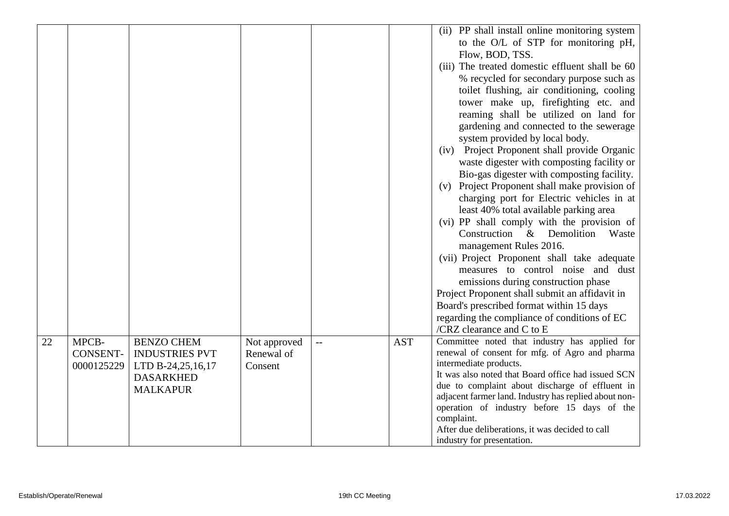| | | | | | | |
|---|---|---|---|---|---|---|
| | | | | | | (ii) PP shall install online monitoring system to the O/L of STP for monitoring pH, Flow, BOD, TSS.<br>(iii) The treated domestic effluent shall be 60 % recycled for secondary purpose such as toilet flushing, air conditioning, cooling tower make up, firefighting etc. and reaming shall be utilized on land for gardening and connected to the sewerage system provided by local body.<br>(iv) Project Proponent shall provide Organic waste digester with composting facility or Bio-gas digester with composting facility.<br>(v) Project Proponent shall make provision of charging port for Electric vehicles in at least 40% total available parking area<br>(vi) PP shall comply with the provision of Construction & Demolition Waste management Rules 2016.<br>(vii) Project Proponent shall take adequate measures to control noise and dust emissions during construction phase<br>Project Proponent shall submit an affidavit in Board's prescribed format within 15 days regarding the compliance of conditions of EC /CRZ clearance and C to E |
| 22 | MPCB-CONSENT-0000125229 | BENZO CHEM INDUSTRIES PVT LTD B-24,25,16,17 DASARKHED MALKAPUR | Not approved Renewal of Consent | -- | AST | Committee noted that industry has applied for renewal of consent for mfg. of Agro and pharma intermediate products.<br>It was also noted that Board office had issued SCN due to complaint about discharge of effluent in adjacent farmer land. Industry has replied about non-operation of industry before 15 days of the complaint.<br>After due deliberations, it was decided to call industry for presentation. |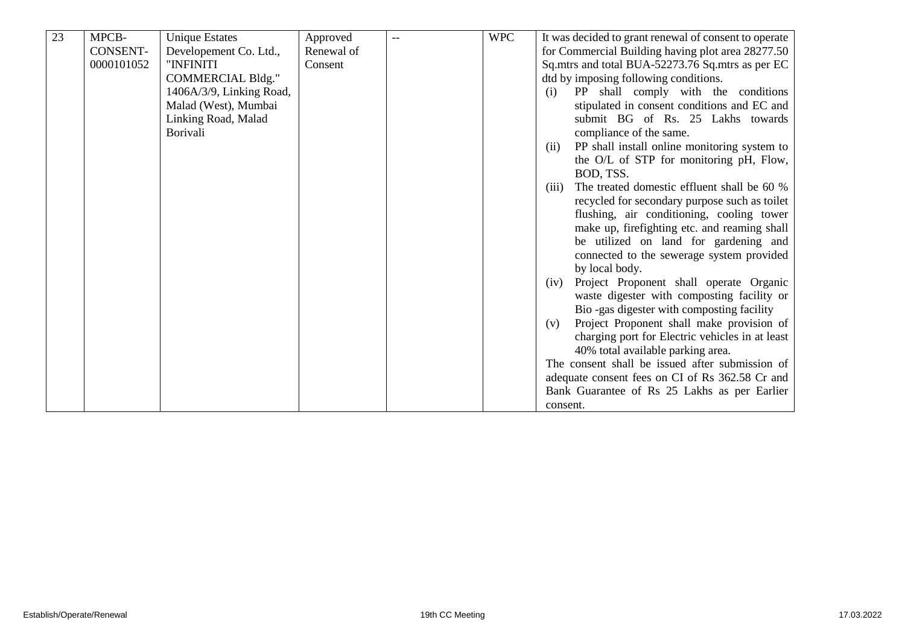| | | | | | | |
|---|---|---|---|---|---|---|
| 23 | MPCB-CONSENT-0000101052 | Unique Estates Developement Co. Ltd., "INFINITI COMMERCIAL Bldg." 1406A/3/9, Linking Road, Malad (West), Mumbai Linking Road, Malad Borivali | Approved Renewal of Consent | -- | WPC | It was decided to grant renewal of consent to operate for Commercial Building having plot area 28277.50 Sq.mtrs and total BUA-52273.76 Sq.mtrs as per EC dtd by imposing following conditions.<br>(i) PP shall comply with the conditions stipulated in consent conditions and EC and submit BG of Rs. 25 Lakhs towards compliance of the same.<br>(ii) PP shall install online monitoring system to the O/L of STP for monitoring pH, Flow, BOD, TSS.<br>(iii) The treated domestic effluent shall be 60 % recycled for secondary purpose such as toilet flushing, air conditioning, cooling tower make up, firefighting etc. and reaming shall be utilized on land for gardening and connected to the sewerage system provided by local body.<br>(iv) Project Proponent shall operate Organic waste digester with composting facility or Bio -gas digester with composting facility<br>(v) Project Proponent shall make provision of charging port for Electric vehicles in at least 40% total available parking area.<br>The consent shall be issued after submission of adequate consent fees on CI of Rs 362.58 Cr and Bank Guarantee of Rs 25 Lakhs as per Earlier consent. |